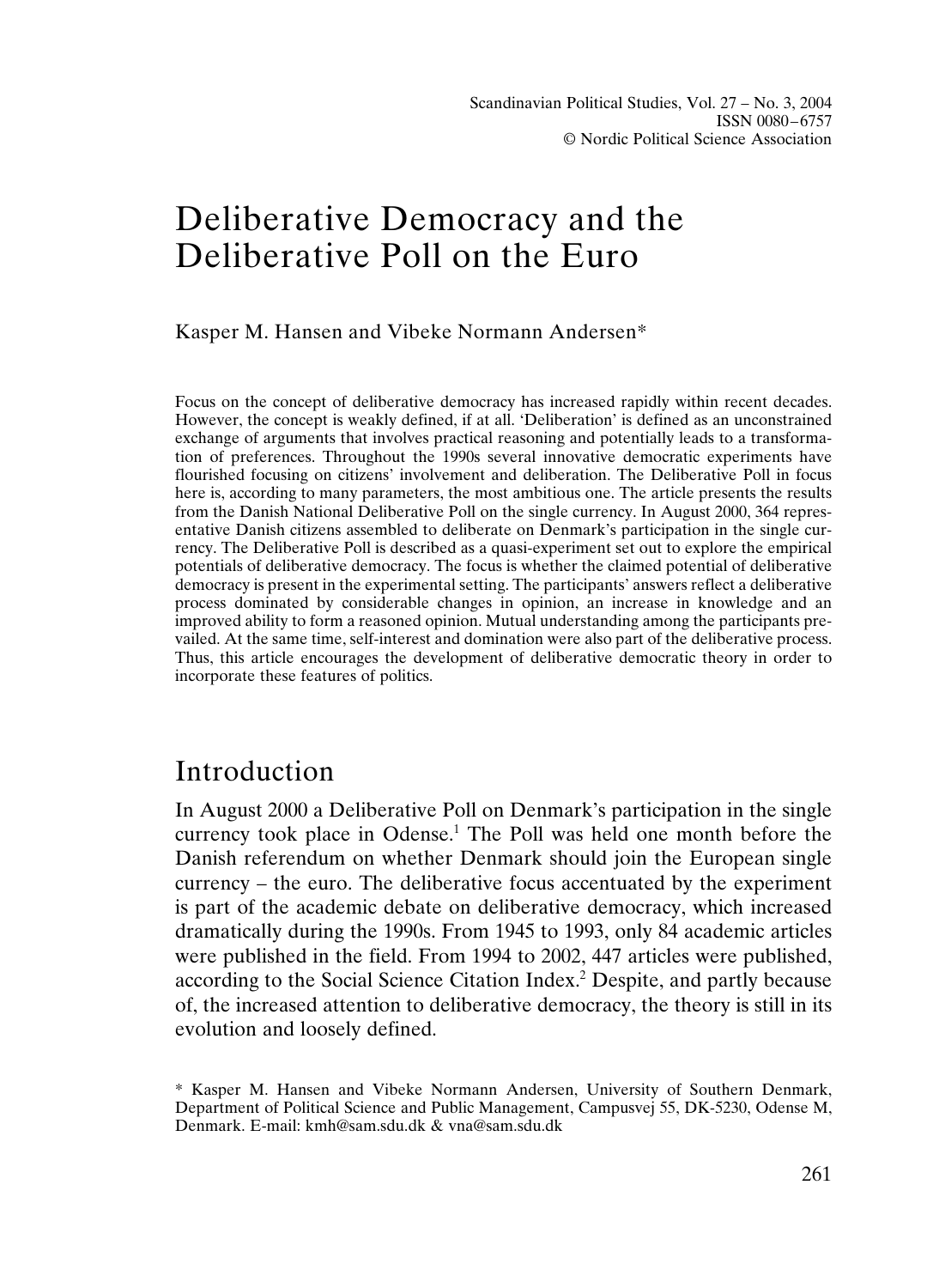# Deliberative Democracy and the Deliberative Poll on the Euro

Kasper M. Hansen and Vibeke Normann Andersen*

Focus on the concept of deliberative democracy has increased rapidly within recent decades. However, the concept is weakly defined, if at all. 'Deliberation' is defined as an unconstrained exchange of arguments that involves practical reasoning and potentially leads to a transformation of preferences. Throughout the 1990s several innovative democratic experiments have flourished focusing on citizens' involvement and deliberation. The Deliberative Poll in focus here is, according to many parameters, the most ambitious one. The article presents the results from the Danish National Deliberative Poll on the single currency. In August 2000, 364 representative Danish citizens assembled to deliberate on Denmark's participation in the single currency. The Deliberative Poll is described as a quasi-experiment set out to explore the empirical potentials of deliberative democracy. The focus is whether the claimed potential of deliberative democracy is present in the experimental setting. The participants' answers reflect a deliberative process dominated by considerable changes in opinion, an increase in knowledge and an improved ability to form a reasoned opinion. Mutual understanding among the participants prevailed. At the same time, self-interest and domination were also part of the deliberative process. Thus, this article encourages the development of deliberative democratic theory in order to incorporate these features of politics.

## Introduction

In August 2000 a Deliberative Poll on Denmark's participation in the single currency took place in Odense.[1] The Poll was held one month before the Danish referendum on whether Denmark should join the European single currency – the euro. The deliberative focus accentuated by the experiment is part of the academic debate on deliberative democracy, which increased dramatically during the 1990s. From 1945 to 1993, only 84 academic articles were published in the field. From 1994 to 2002, 447 articles were published, according to the Social Science Citation Index.[2] Despite, and partly because of, the increased attention to deliberative democracy, the theory is still in its evolution and loosely defined.

\* Kasper M. Hansen and Vibeke Normann Andersen, University of Southern Denmark, Department of Political Science and Public Management, Campusvej 55, DK-5230, Odense M, Denmark. E-mail: kmh@sam.sdu.dk & vna@sam.sdu.dk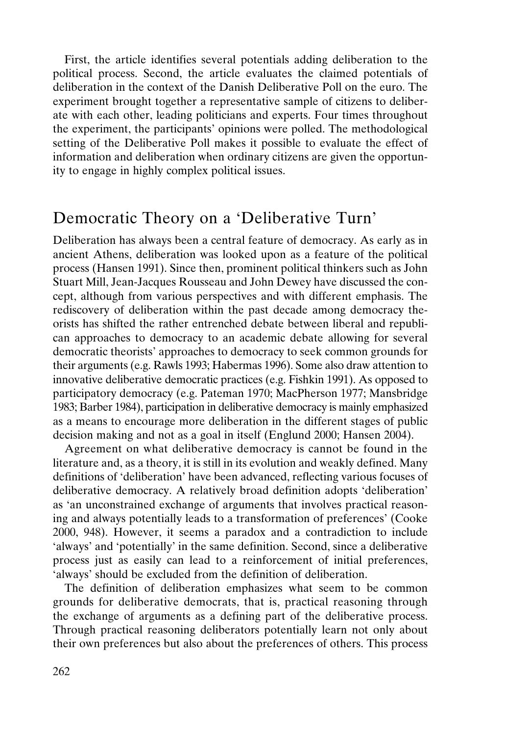First, the article identifies several potentials adding deliberation to the political process. Second, the article evaluates the claimed potentials of deliberation in the context of the Danish Deliberative Poll on the euro. The experiment brought together a representative sample of citizens to deliberate with each other, leading politicians and experts. Four times throughout the experiment, the participants' opinions were polled. The methodological setting of the Deliberative Poll makes it possible to evaluate the effect of information and deliberation when ordinary citizens are given the opportunity to engage in highly complex political issues.

## Democratic Theory on a 'Deliberative Turn'

Deliberation has always been a central feature of democracy. As early as in ancient Athens, deliberation was looked upon as a feature of the political process (Hansen 1991). Since then, prominent political thinkers such as John Stuart Mill, Jean-Jacques Rousseau and John Dewey have discussed the concept, although from various perspectives and with different emphasis. The rediscovery of deliberation within the past decade among democracy theorists has shifted the rather entrenched debate between liberal and republican approaches to democracy to an academic debate allowing for several democratic theorists' approaches to democracy to seek common grounds for their arguments (e.g. Rawls 1993; Habermas 1996). Some also draw attention to innovative deliberative democratic practices (e.g. Fishkin 1991). As opposed to participatory democracy (e.g. Pateman 1970; MacPherson 1977; Mansbridge 1983; Barber 1984), participation in deliberative democracy is mainly emphasized as a means to encourage more deliberation in the different stages of public decision making and not as a goal in itself (Englund 2000; Hansen 2004).

Agreement on what deliberative democracy is cannot be found in the literature and, as a theory, it is still in its evolution and weakly defined. Many definitions of 'deliberation' have been advanced, reflecting various focuses of deliberative democracy. A relatively broad definition adopts 'deliberation' as 'an unconstrained exchange of arguments that involves practical reasoning and always potentially leads to a transformation of preferences' (Cooke 2000, 948). However, it seems a paradox and a contradiction to include 'always' and 'potentially' in the same definition. Second, since a deliberative process just as easily can lead to a reinforcement of initial preferences, 'always' should be excluded from the definition of deliberation.

The definition of deliberation emphasizes what seem to be common grounds for deliberative democrats, that is, practical reasoning through the exchange of arguments as a defining part of the deliberative process. Through practical reasoning deliberators potentially learn not only about their own preferences but also about the preferences of others. This process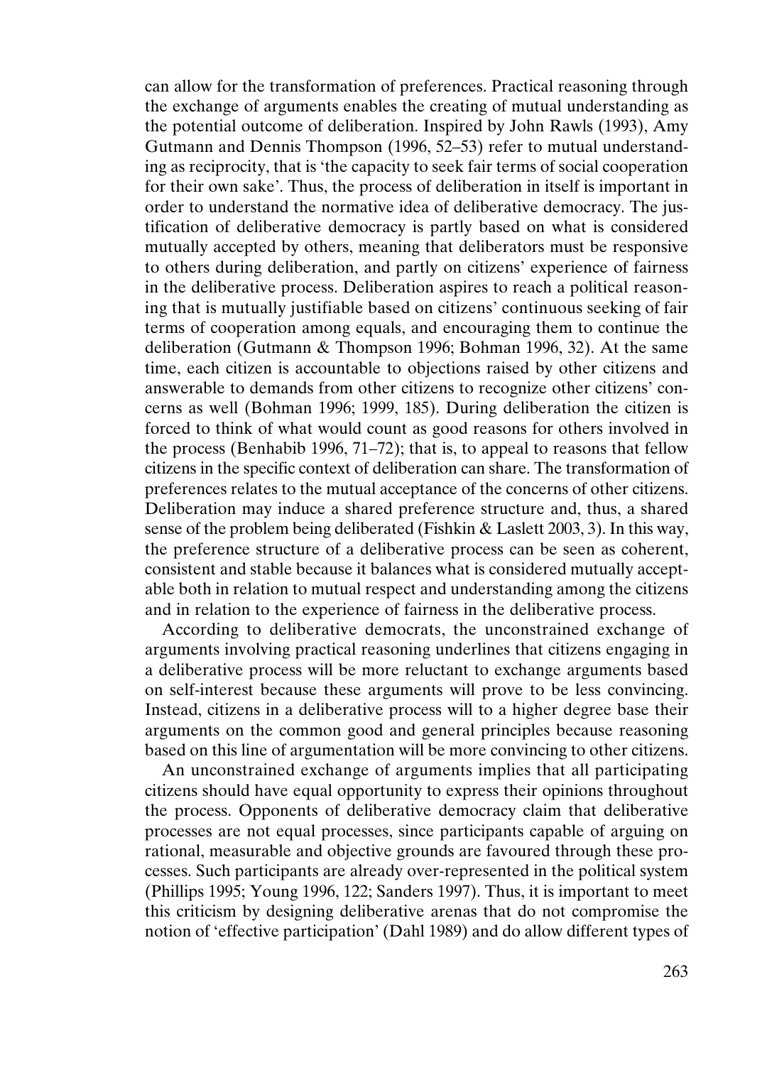can allow for the transformation of preferences. Practical reasoning through the exchange of arguments enables the creating of mutual understanding as the potential outcome of deliberation. Inspired by John Rawls (1993), Amy Gutmann and Dennis Thompson (1996, 52–53) refer to mutual understanding as reciprocity, that is 'the capacity to seek fair terms of social cooperation for their own sake'. Thus, the process of deliberation in itself is important in order to understand the normative idea of deliberative democracy. The justification of deliberative democracy is partly based on what is considered mutually accepted by others, meaning that deliberators must be responsive to others during deliberation, and partly on citizens' experience of fairness in the deliberative process. Deliberation aspires to reach a political reasoning that is mutually justifiable based on citizens' continuous seeking of fair terms of cooperation among equals, and encouraging them to continue the deliberation (Gutmann & Thompson 1996; Bohman 1996, 32). At the same time, each citizen is accountable to objections raised by other citizens and answerable to demands from other citizens to recognize other citizens' concerns as well (Bohman 1996; 1999, 185). During deliberation the citizen is forced to think of what would count as good reasons for others involved in the process (Benhabib 1996, 71–72); that is, to appeal to reasons that fellow citizens in the specific context of deliberation can share. The transformation of preferences relates to the mutual acceptance of the concerns of other citizens. Deliberation may induce a shared preference structure and, thus, a shared sense of the problem being deliberated (Fishkin & Laslett 2003, 3). In this way, the preference structure of a deliberative process can be seen as coherent, consistent and stable because it balances what is considered mutually acceptable both in relation to mutual respect and understanding among the citizens and in relation to the experience of fairness in the deliberative process.

According to deliberative democrats, the unconstrained exchange of arguments involving practical reasoning underlines that citizens engaging in a deliberative process will be more reluctant to exchange arguments based on self-interest because these arguments will prove to be less convincing. Instead, citizens in a deliberative process will to a higher degree base their arguments on the common good and general principles because reasoning based on this line of argumentation will be more convincing to other citizens.

An unconstrained exchange of arguments implies that all participating citizens should have equal opportunity to express their opinions throughout the process. Opponents of deliberative democracy claim that deliberative processes are not equal processes, since participants capable of arguing on rational, measurable and objective grounds are favoured through these processes. Such participants are already over-represented in the political system (Phillips 1995; Young 1996, 122; Sanders 1997). Thus, it is important to meet this criticism by designing deliberative arenas that do not compromise the notion of 'effective participation' (Dahl 1989) and do allow different types of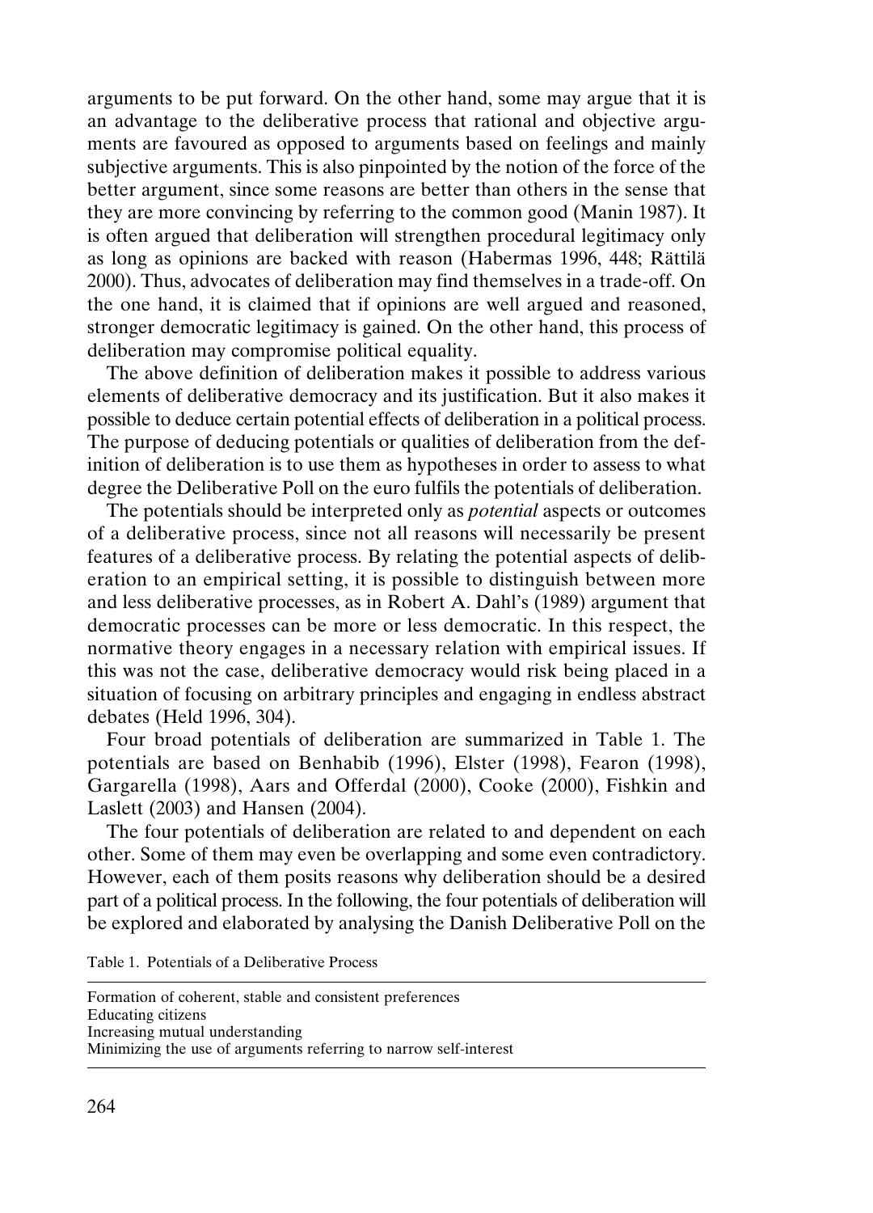arguments to be put forward. On the other hand, some may argue that it is an advantage to the deliberative process that rational and objective arguments are favoured as opposed to arguments based on feelings and mainly subjective arguments. This is also pinpointed by the notion of the force of the better argument, since some reasons are better than others in the sense that they are more convincing by referring to the common good (Manin 1987). It is often argued that deliberation will strengthen procedural legitimacy only as long as opinions are backed with reason (Habermas 1996, 448; Rättilä 2000). Thus, advocates of deliberation may find themselves in a trade-off. On the one hand, it is claimed that if opinions are well argued and reasoned, stronger democratic legitimacy is gained. On the other hand, this process of deliberation may compromise political equality.

The above definition of deliberation makes it possible to address various elements of deliberative democracy and its justification. But it also makes it possible to deduce certain potential effects of deliberation in a political process. The purpose of deducing potentials or qualities of deliberation from the definition of deliberation is to use them as hypotheses in order to assess to what degree the Deliberative Poll on the euro fulfils the potentials of deliberation.

The potentials should be interpreted only as *potential* aspects or outcomes of a deliberative process, since not all reasons will necessarily be present features of a deliberative process. By relating the potential aspects of deliberation to an empirical setting, it is possible to distinguish between more and less deliberative processes, as in Robert A. Dahl's (1989) argument that democratic processes can be more or less democratic. In this respect, the normative theory engages in a necessary relation with empirical issues. If this was not the case, deliberative democracy would risk being placed in a situation of focusing on arbitrary principles and engaging in endless abstract debates (Held 1996, 304).

Four broad potentials of deliberation are summarized in Table 1. The potentials are based on Benhabib (1996), Elster (1998), Fearon (1998), Gargarella (1998), Aars and Offerdal (2000), Cooke (2000), Fishkin and Laslett (2003) and Hansen (2004).

The four potentials of deliberation are related to and dependent on each other. Some of them may even be overlapping and some even contradictory. However, each of them posits reasons why deliberation should be a desired part of a political process. In the following, the four potentials of deliberation will be explored and elaborated by analysing the Danish Deliberative Poll on the

Table 1. Potentials of a Deliberative Process

| Potentials of a Deliberative Process |
|---|
| Formation of coherent, stable and consistent preferences |
| Educating citizens |
| Increasing mutual understanding |
| Minimizing the use of arguments referring to narrow self-interest |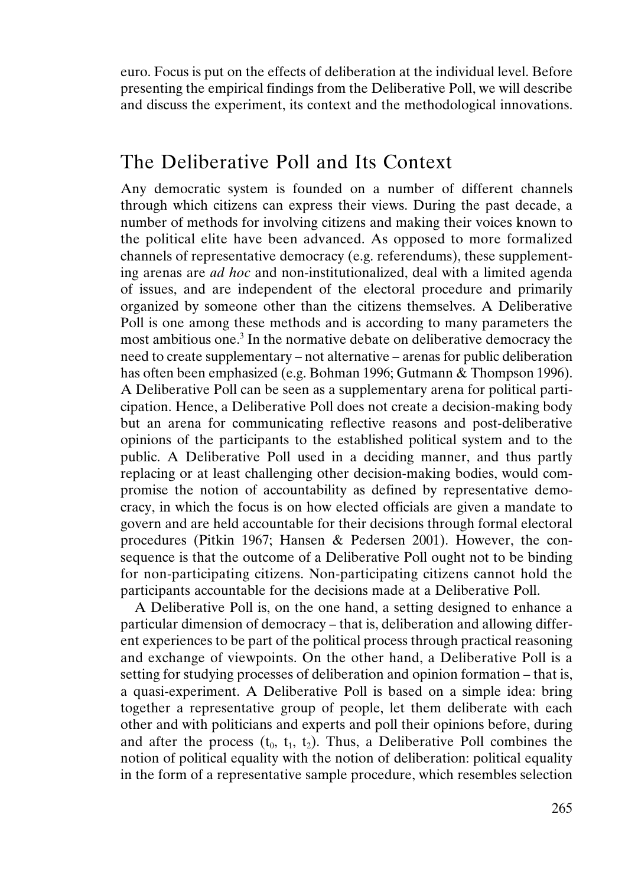euro. Focus is put on the effects of deliberation at the individual level. Before presenting the empirical findings from the Deliberative Poll, we will describe and discuss the experiment, its context and the methodological innovations.

## The Deliberative Poll and Its Context

Any democratic system is founded on a number of different channels through which citizens can express their views. During the past decade, a number of methods for involving citizens and making their voices known to the political elite have been advanced. As opposed to more formalized channels of representative democracy (e.g. referendums), these supplementing arenas are *ad hoc* and non-institutionalized, deal with a limited agenda of issues, and are independent of the electoral procedure and primarily organized by someone other than the citizens themselves. A Deliberative Poll is one among these methods and is according to many parameters the most ambitious one.[3] In the normative debate on deliberative democracy the need to create supplementary – not alternative – arenas for public deliberation has often been emphasized (e.g. Bohman 1996; Gutmann & Thompson 1996). A Deliberative Poll can be seen as a supplementary arena for political participation. Hence, a Deliberative Poll does not create a decision-making body but an arena for communicating reflective reasons and post-deliberative opinions of the participants to the established political system and to the public. A Deliberative Poll used in a deciding manner, and thus partly replacing or at least challenging other decision-making bodies, would compromise the notion of accountability as defined by representative democracy, in which the focus is on how elected officials are given a mandate to govern and are held accountable for their decisions through formal electoral procedures (Pitkin 1967; Hansen & Pedersen 2001). However, the consequence is that the outcome of a Deliberative Poll ought not to be binding for non-participating citizens. Non-participating citizens cannot hold the participants accountable for the decisions made at a Deliberative Poll.

A Deliberative Poll is, on the one hand, a setting designed to enhance a particular dimension of democracy – that is, deliberation and allowing different experiences to be part of the political process through practical reasoning and exchange of viewpoints. On the other hand, a Deliberative Poll is a setting for studying processes of deliberation and opinion formation – that is, a quasi-experiment. A Deliberative Poll is based on a simple idea: bring together a representative group of people, let them deliberate with each other and with politicians and experts and poll their opinions before, during and after the process ($t_0$, $t_1$, $t_2$). Thus, a Deliberative Poll combines the notion of political equality with the notion of deliberation: political equality in the form of a representative sample procedure, which resembles selection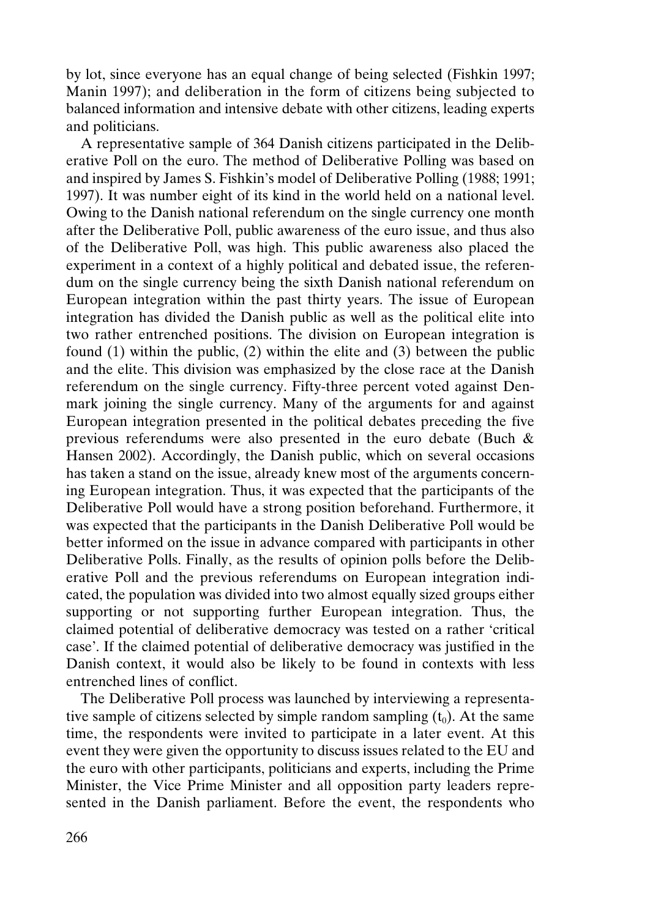by lot, since everyone has an equal change of being selected (Fishkin 1997; Manin 1997); and deliberation in the form of citizens being subjected to balanced information and intensive debate with other citizens, leading experts and politicians.

A representative sample of 364 Danish citizens participated in the Deliberative Poll on the euro. The method of Deliberative Polling was based on and inspired by James S. Fishkin's model of Deliberative Polling (1988; 1991; 1997). It was number eight of its kind in the world held on a national level. Owing to the Danish national referendum on the single currency one month after the Deliberative Poll, public awareness of the euro issue, and thus also of the Deliberative Poll, was high. This public awareness also placed the experiment in a context of a highly political and debated issue, the referendum on the single currency being the sixth Danish national referendum on European integration within the past thirty years. The issue of European integration has divided the Danish public as well as the political elite into two rather entrenched positions. The division on European integration is found (1) within the public, (2) within the elite and (3) between the public and the elite. This division was emphasized by the close race at the Danish referendum on the single currency. Fifty-three percent voted against Denmark joining the single currency. Many of the arguments for and against European integration presented in the political debates preceding the five previous referendums were also presented in the euro debate (Buch & Hansen 2002). Accordingly, the Danish public, which on several occasions has taken a stand on the issue, already knew most of the arguments concerning European integration. Thus, it was expected that the participants of the Deliberative Poll would have a strong position beforehand. Furthermore, it was expected that the participants in the Danish Deliberative Poll would be better informed on the issue in advance compared with participants in other Deliberative Polls. Finally, as the results of opinion polls before the Deliberative Poll and the previous referendums on European integration indicated, the population was divided into two almost equally sized groups either supporting or not supporting further European integration. Thus, the claimed potential of deliberative democracy was tested on a rather 'critical case'. If the claimed potential of deliberative democracy was justified in the Danish context, it would also be likely to be found in contexts with less entrenched lines of conflict.

The Deliberative Poll process was launched by interviewing a representative sample of citizens selected by simple random sampling ($t_0$). At the same time, the respondents were invited to participate in a later event. At this event they were given the opportunity to discuss issues related to the EU and the euro with other participants, politicians and experts, including the Prime Minister, the Vice Prime Minister and all opposition party leaders represented in the Danish parliament. Before the event, the respondents who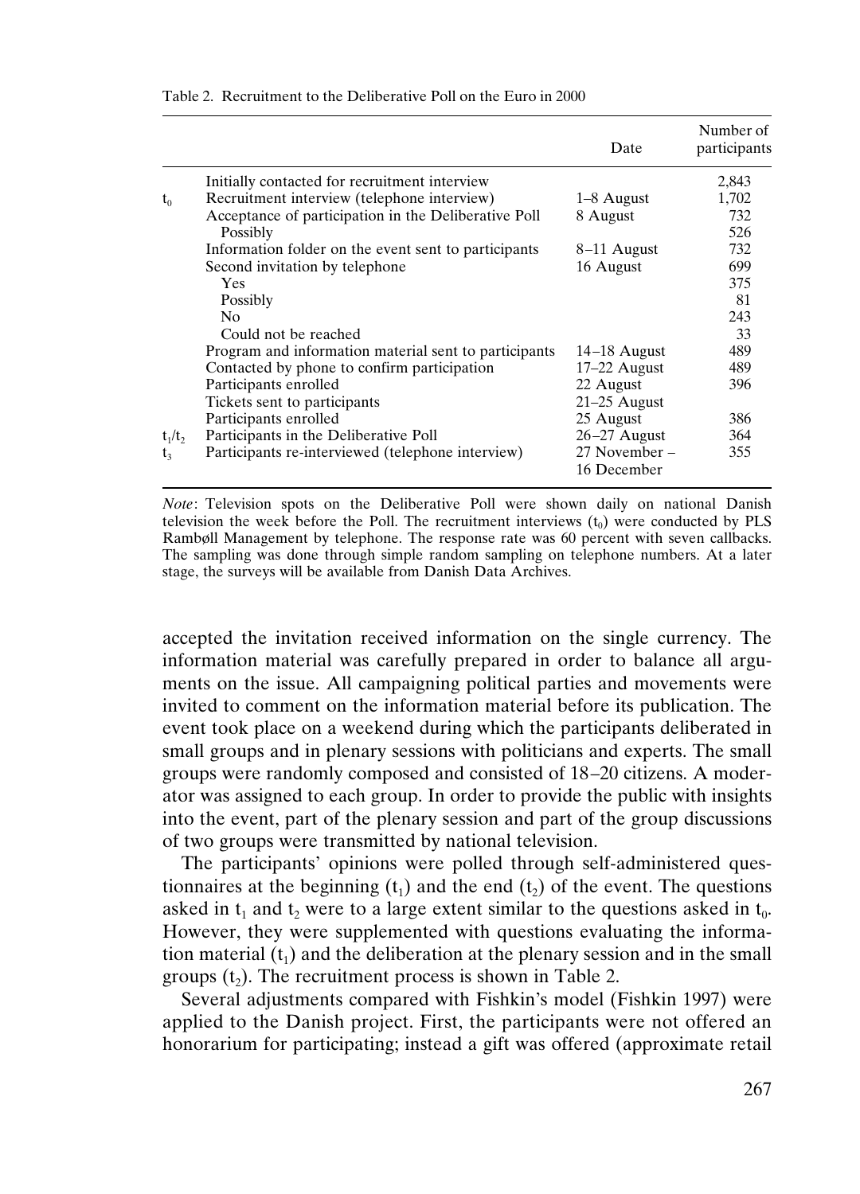Table 2. Recruitment to the Deliberative Poll on the Euro in 2000

| | | Date | Number of participants |
|---|---|---|---|
| | Initially contacted for recruitment interview | | 2,843 |
| $t_0$ | Recruitment interview (telephone interview) | 1–8 August | 1,702 |
| | Acceptance of participation in the Deliberative Poll | 8 August | 732 |
| | Possibly | | 526 |
| | Information folder on the event sent to participants | 8–11 August | 732 |
| | Second invitation by telephone | 16 August | 699 |
| | Yes | | 375 |
| | Possibly | | 81 |
| | No | | 243 |
| | Could not be reached | | 33 |
| | Program and information material sent to participants | 14–18 August | 489 |
| | Contacted by phone to confirm participation | 17–22 August | 489 |
| | Participants enrolled | 22 August | 396 |
| | Tickets sent to participants | 21–25 August | |
| | Participants enrolled | 25 August | 386 |
| $t_1/t_2$ | Participants in the Deliberative Poll | 26–27 August | 364 |
| $t_3$ | Participants re-interviewed (telephone interview) | 27 November – 16 December | 355 |

*Note*: Television spots on the Deliberative Poll were shown daily on national Danish television the week before the Poll. The recruitment interviews ($t_0$) were conducted by PLS Rambøll Management by telephone. The response rate was 60 percent with seven callbacks. The sampling was done through simple random sampling on telephone numbers. At a later stage, the surveys will be available from Danish Data Archives.

accepted the invitation received information on the single currency. The information material was carefully prepared in order to balance all arguments on the issue. All campaigning political parties and movements were invited to comment on the information material before its publication. The event took place on a weekend during which the participants deliberated in small groups and in plenary sessions with politicians and experts. The small groups were randomly composed and consisted of 18–20 citizens. A moderator was assigned to each group. In order to provide the public with insights into the event, part of the plenary session and part of the group discussions of two groups were transmitted by national television.

The participants' opinions were polled through self-administered questionnaires at the beginning ($t_1$) and the end ($t_2$) of the event. The questions asked in $t_1$ and $t_2$ were to a large extent similar to the questions asked in $t_0$. However, they were supplemented with questions evaluating the information material ($t_1$) and the deliberation at the plenary session and in the small groups ($t_2$). The recruitment process is shown in Table 2.

Several adjustments compared with Fishkin's model (Fishkin 1997) were applied to the Danish project. First, the participants were not offered an honorarium for participating; instead a gift was offered (approximate retail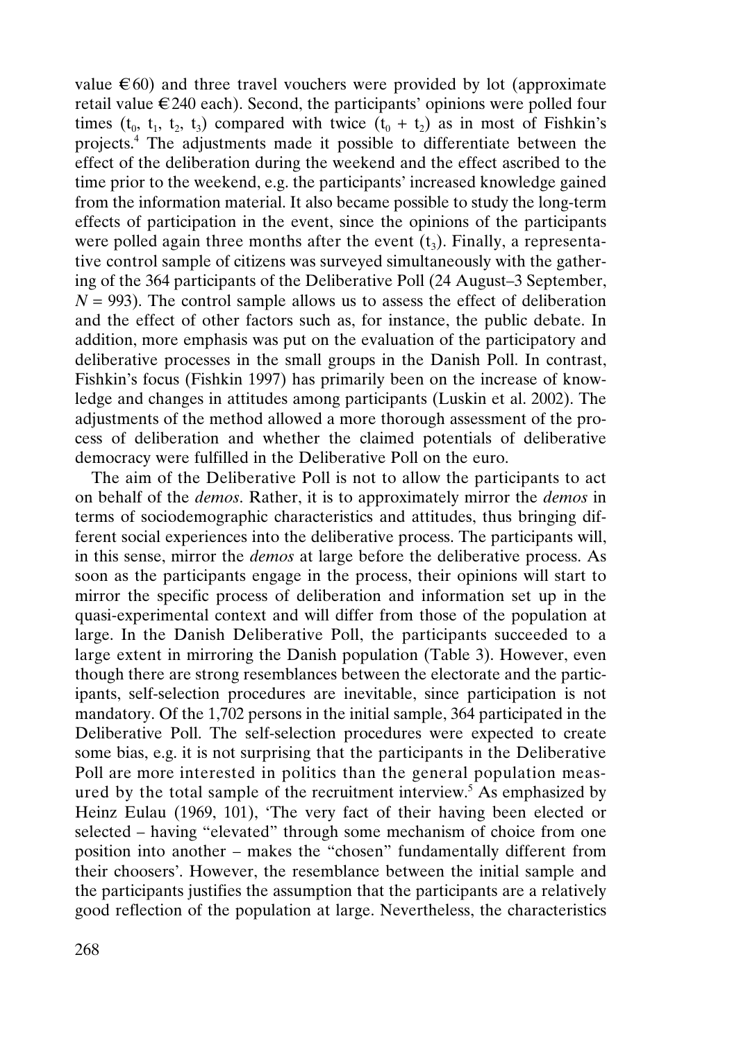value €60) and three travel vouchers were provided by lot (approximate retail value €240 each). Second, the participants' opinions were polled four times ($t_0$, $t_1$, $t_2$, $t_3$) compared with twice ($t_0 + t_2$) as in most of Fishkin's projects.[4] The adjustments made it possible to differentiate between the effect of the deliberation during the weekend and the effect ascribed to the time prior to the weekend, e.g. the participants' increased knowledge gained from the information material. It also became possible to study the long-term effects of participation in the event, since the opinions of the participants were polled again three months after the event ($t_3$). Finally, a representative control sample of citizens was surveyed simultaneously with the gathering of the 364 participants of the Deliberative Poll (24 August–3 September, $N = 993$). The control sample allows us to assess the effect of deliberation and the effect of other factors such as, for instance, the public debate. In addition, more emphasis was put on the evaluation of the participatory and deliberative processes in the small groups in the Danish Poll. In contrast, Fishkin's focus (Fishkin 1997) has primarily been on the increase of knowledge and changes in attitudes among participants (Luskin et al. 2002). The adjustments of the method allowed a more thorough assessment of the process of deliberation and whether the claimed potentials of deliberative democracy were fulfilled in the Deliberative Poll on the euro.

The aim of the Deliberative Poll is not to allow the participants to act on behalf of the *demos*. Rather, it is to approximately mirror the *demos* in terms of sociodemographic characteristics and attitudes, thus bringing different social experiences into the deliberative process. The participants will, in this sense, mirror the *demos* at large before the deliberative process. As soon as the participants engage in the process, their opinions will start to mirror the specific process of deliberation and information set up in the quasi-experimental context and will differ from those of the population at large. In the Danish Deliberative Poll, the participants succeeded to a large extent in mirroring the Danish population (Table 3). However, even though there are strong resemblances between the electorate and the participants, self-selection procedures are inevitable, since participation is not mandatory. Of the 1,702 persons in the initial sample, 364 participated in the Deliberative Poll. The self-selection procedures were expected to create some bias, e.g. it is not surprising that the participants in the Deliberative Poll are more interested in politics than the general population measured by the total sample of the recruitment interview.[5] As emphasized by Heinz Eulau (1969, 101), 'The very fact of their having been elected or selected – having "elevated" through some mechanism of choice from one position into another – makes the "chosen" fundamentally different from their choosers'. However, the resemblance between the initial sample and the participants justifies the assumption that the participants are a relatively good reflection of the population at large. Nevertheless, the characteristics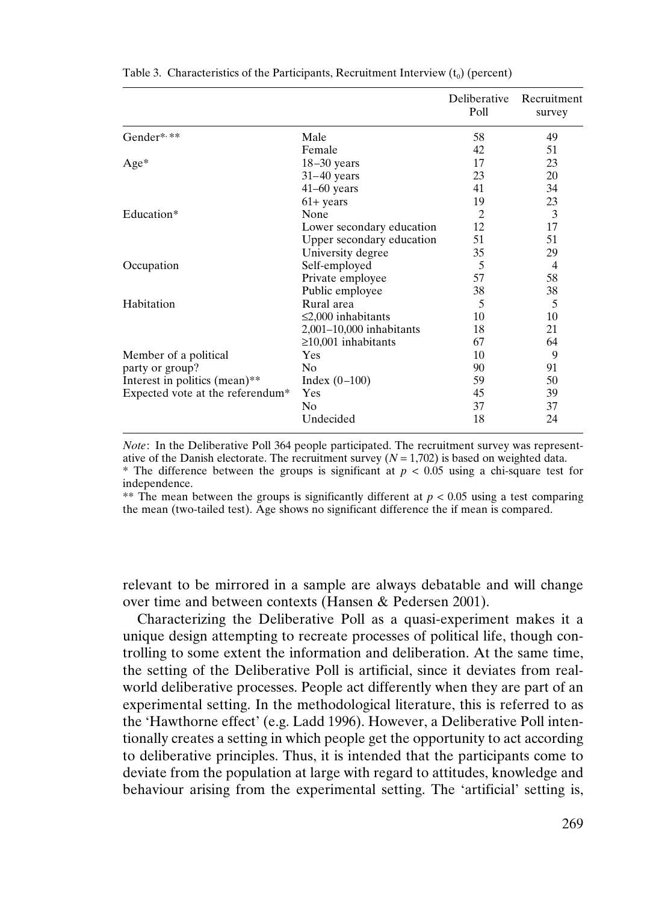Table 3. Characteristics of the Participants, Recruitment Interview ($t_0$) (percent)

| | | Deliberative Poll | Recruitment survey |
|---|---|---|---|
| Gender*, ** | Male | 58 | 49 |
| | Female | 42 | 51 |
| Age* | 18–30 years | 17 | 23 |
| | 31–40 years | 23 | 20 |
| | 41–60 years | 41 | 34 |
| | 61+ years | 19 | 23 |
| Education* | None | 2 | 3 |
| | Lower secondary education | 12 | 17 |
| | Upper secondary education | 51 | 51 |
| | University degree | 35 | 29 |
| Occupation | Self-employed | 5 | 4 |
| | Private employee | 57 | 58 |
| | Public employee | 38 | 38 |
| Habitation | Rural area | 5 | 5 |
| | ≤2,000 inhabitants | 10 | 10 |
| | 2,001–10,000 inhabitants | 18 | 21 |
| | ≥10,001 inhabitants | 67 | 64 |
| Member of a political party or group? | Yes | 10 | 9 |
| | No | 90 | 91 |
| Interest in politics (mean)** | Index (0–100) | 59 | 50 |
| Expected vote at the referendum* | Yes | 45 | 39 |
| | No | 37 | 37 |
| | Undecided | 18 | 24 |

*Note*: In the Deliberative Poll 364 people participated. The recruitment survey was representative of the Danish electorate. The recruitment survey ($N = 1{,}702$) is based on weighted data.
* The difference between the groups is significant at $p < 0.05$ using a chi-square test for independence.
** The mean between the groups is significantly different at $p < 0.05$ using a test comparing the mean (two-tailed test). Age shows no significant difference the if mean is compared.

relevant to be mirrored in a sample are always debatable and will change over time and between contexts (Hansen & Pedersen 2001).

Characterizing the Deliberative Poll as a quasi-experiment makes it a unique design attempting to recreate processes of political life, though controlling to some extent the information and deliberation. At the same time, the setting of the Deliberative Poll is artificial, since it deviates from real-world deliberative processes. People act differently when they are part of an experimental setting. In the methodological literature, this is referred to as the 'Hawthorne effect' (e.g. Ladd 1996). However, a Deliberative Poll intentionally creates a setting in which people get the opportunity to act according to deliberative principles. Thus, it is intended that the participants come to deviate from the population at large with regard to attitudes, knowledge and behaviour arising from the experimental setting. The 'artificial' setting is,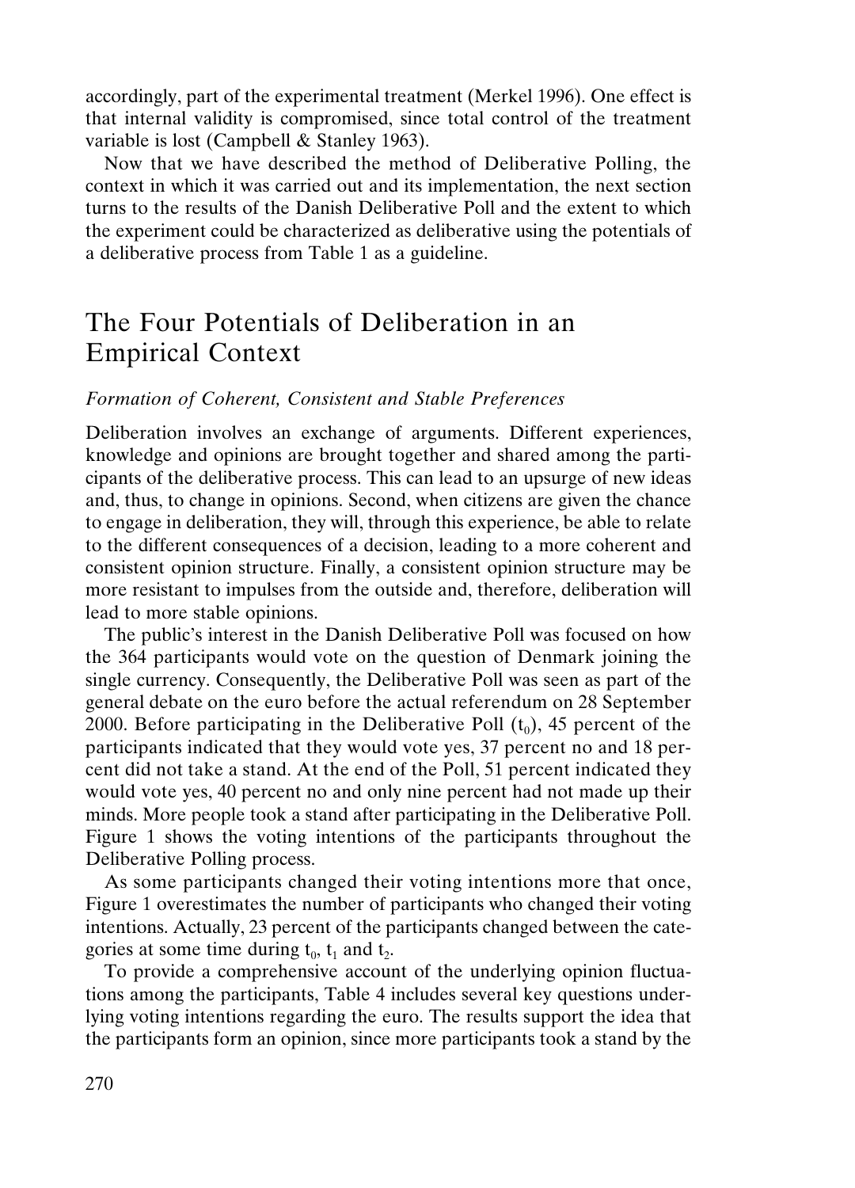accordingly, part of the experimental treatment (Merkel 1996). One effect is that internal validity is compromised, since total control of the treatment variable is lost (Campbell & Stanley 1963).

Now that we have described the method of Deliberative Polling, the context in which it was carried out and its implementation, the next section turns to the results of the Danish Deliberative Poll and the extent to which the experiment could be characterized as deliberative using the potentials of a deliberative process from Table 1 as a guideline.

## The Four Potentials of Deliberation in an Empirical Context

### *Formation of Coherent, Consistent and Stable Preferences*

Deliberation involves an exchange of arguments. Different experiences, knowledge and opinions are brought together and shared among the participants of the deliberative process. This can lead to an upsurge of new ideas and, thus, to change in opinions. Second, when citizens are given the chance to engage in deliberation, they will, through this experience, be able to relate to the different consequences of a decision, leading to a more coherent and consistent opinion structure. Finally, a consistent opinion structure may be more resistant to impulses from the outside and, therefore, deliberation will lead to more stable opinions.

The public's interest in the Danish Deliberative Poll was focused on how the 364 participants would vote on the question of Denmark joining the single currency. Consequently, the Deliberative Poll was seen as part of the general debate on the euro before the actual referendum on 28 September 2000. Before participating in the Deliberative Poll ($t_0$), 45 percent of the participants indicated that they would vote yes, 37 percent no and 18 percent did not take a stand. At the end of the Poll, 51 percent indicated they would vote yes, 40 percent no and only nine percent had not made up their minds. More people took a stand after participating in the Deliberative Poll. Figure 1 shows the voting intentions of the participants throughout the Deliberative Polling process.

As some participants changed their voting intentions more that once, Figure 1 overestimates the number of participants who changed their voting intentions. Actually, 23 percent of the participants changed between the categories at some time during $t_0$, $t_1$ and $t_2$.

To provide a comprehensive account of the underlying opinion fluctuations among the participants, Table 4 includes several key questions underlying voting intentions regarding the euro. The results support the idea that the participants form an opinion, since more participants took a stand by the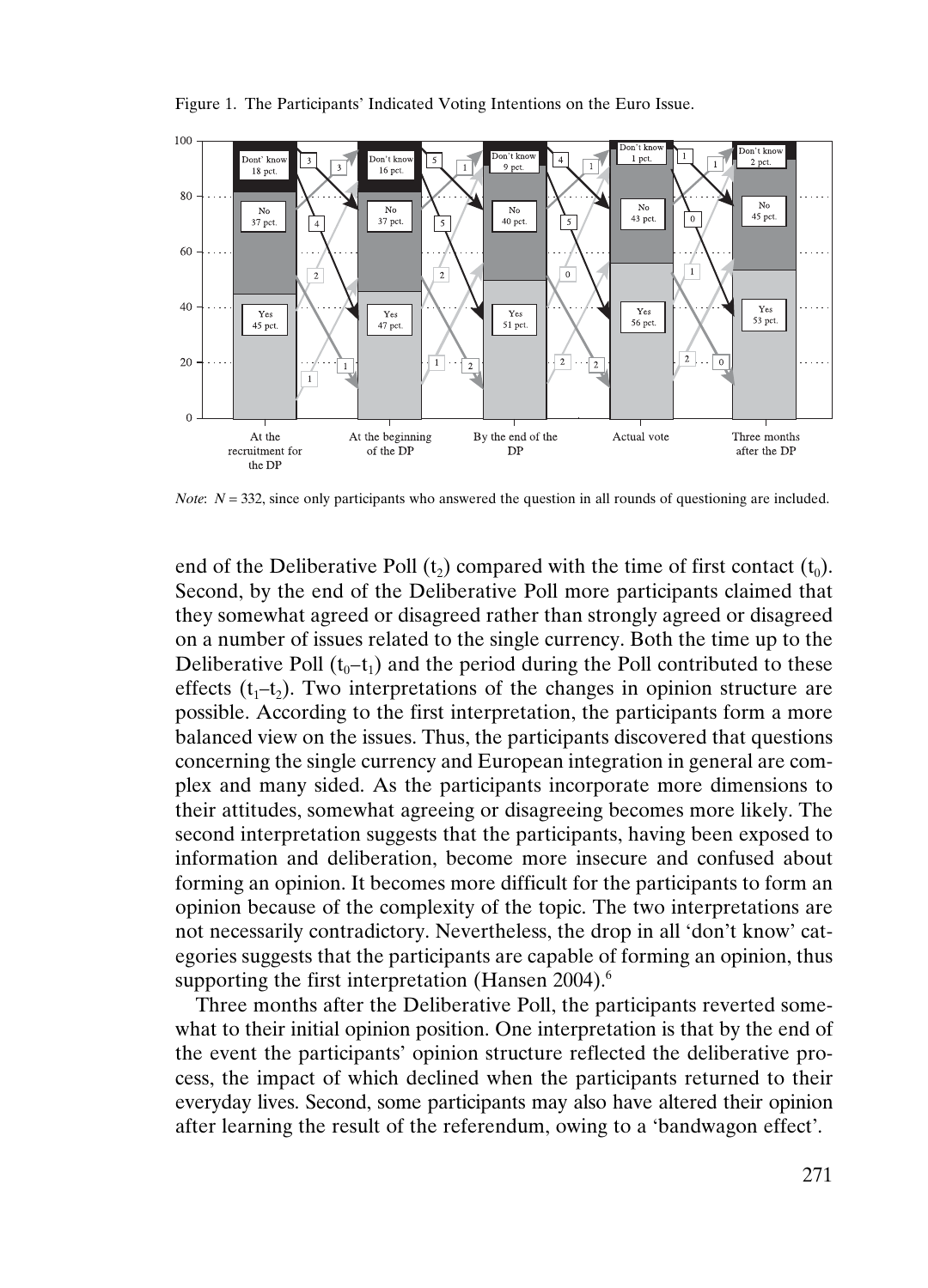Figure 1. The Participants' Indicated Voting Intentions on the Euro Issue.

*Note*: $N = 332$, since only participants who answered the question in all rounds of questioning are included.

end of the Deliberative Poll ($t_2$) compared with the time of first contact ($t_0$). Second, by the end of the Deliberative Poll more participants claimed that they somewhat agreed or disagreed rather than strongly agreed or disagreed on a number of issues related to the single currency. Both the time up to the Deliberative Poll ($t_0$–$t_1$) and the period during the Poll contributed to these effects ($t_1$–$t_2$). Two interpretations of the changes in opinion structure are possible. According to the first interpretation, the participants form a more balanced view on the issues. Thus, the participants discovered that questions concerning the single currency and European integration in general are complex and many sided. As the participants incorporate more dimensions to their attitudes, somewhat agreeing or disagreeing becomes more likely. The second interpretation suggests that the participants, having been exposed to information and deliberation, become more insecure and confused about forming an opinion. It becomes more difficult for the participants to form an opinion because of the complexity of the topic. The two interpretations are not necessarily contradictory. Nevertheless, the drop in all 'don't know' categories suggests that the participants are capable of forming an opinion, thus supporting the first interpretation (Hansen 2004).[6]

Three months after the Deliberative Poll, the participants reverted somewhat to their initial opinion position. One interpretation is that by the end of the event the participants' opinion structure reflected the deliberative process, the impact of which declined when the participants returned to their everyday lives. Second, some participants may also have altered their opinion after learning the result of the referendum, owing to a 'bandwagon effect'.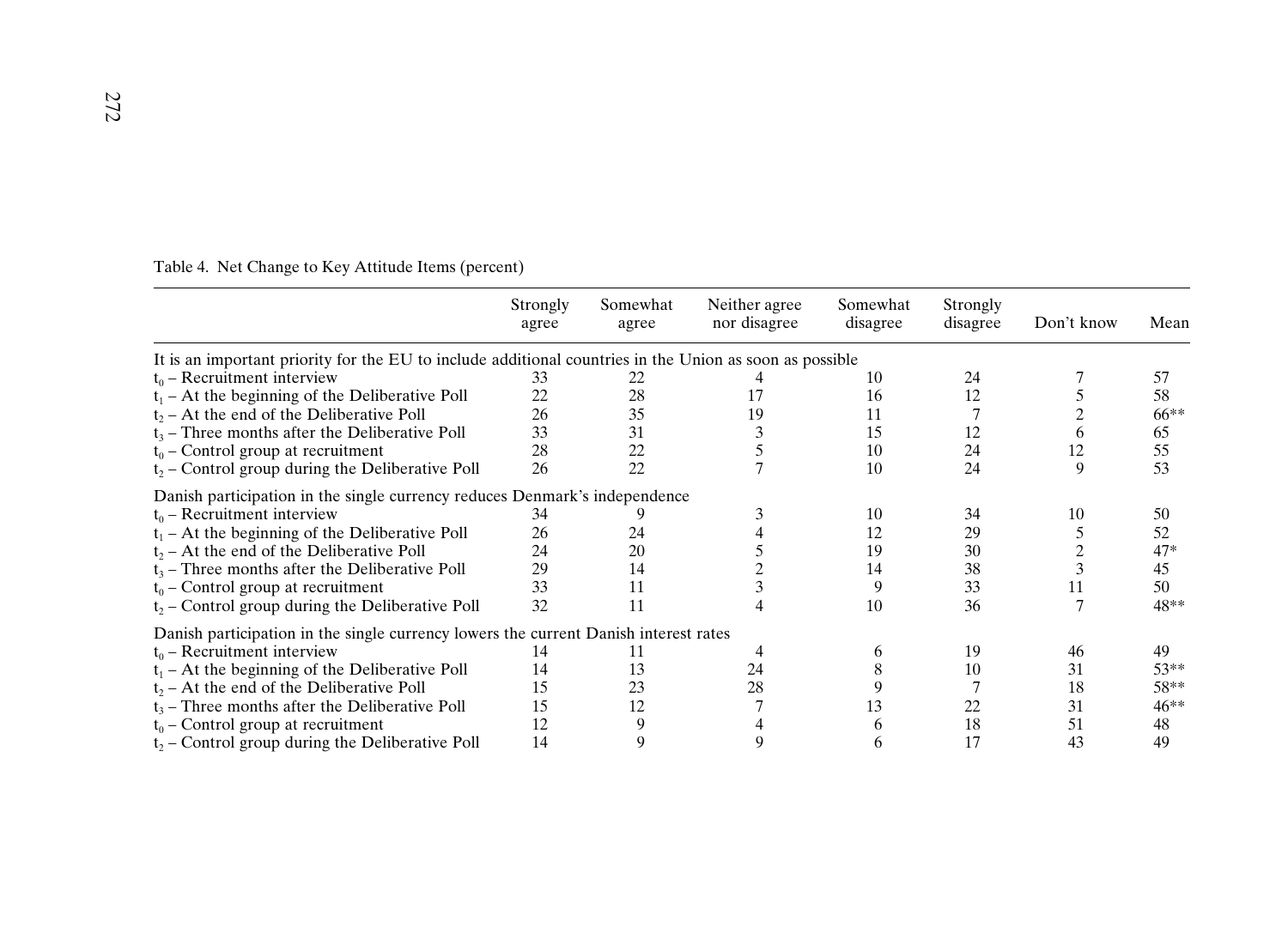Table 4. Net Change to Key Attitude Items (percent)

| | Strongly agree | Somewhat agree | Neither agree nor disagree | Somewhat disagree | Strongly disagree | Don't know | Mean |
|---|---|---|---|---|---|---|---|
| It is an important priority for the EU to include additional countries in the Union as soon as possible | | | | | | | |
| $t_0$ – Recruitment interview | 33 | 22 | 4 | 10 | 24 | 7 | 57 |
| $t_1$ – At the beginning of the Deliberative Poll | 22 | 28 | 17 | 16 | 12 | 5 | 58 |
| $t_2$ – At the end of the Deliberative Poll | 26 | 35 | 19 | 11 | 7 | 2 | 66** |
| $t_3$ – Three months after the Deliberative Poll | 33 | 31 | 3 | 15 | 12 | 6 | 65 |
| $t_0$ – Control group at recruitment | 28 | 22 | 5 | 10 | 24 | 12 | 55 |
| $t_2$ – Control group during the Deliberative Poll | 26 | 22 | 7 | 10 | 24 | 9 | 53 |
| Danish participation in the single currency reduces Denmark's independence | | | | | | | |
| $t_0$ – Recruitment interview | 34 | 9 | 3 | 10 | 34 | 10 | 50 |
| $t_1$ – At the beginning of the Deliberative Poll | 26 | 24 | 4 | 12 | 29 | 5 | 52 |
| $t_2$ – At the end of the Deliberative Poll | 24 | 20 | 5 | 19 | 30 | 2 | 47* |
| $t_3$ – Three months after the Deliberative Poll | 29 | 14 | 2 | 14 | 38 | 3 | 45 |
| $t_0$ – Control group at recruitment | 33 | 11 | 3 | 9 | 33 | 11 | 50 |
| $t_2$ – Control group during the Deliberative Poll | 32 | 11 | 4 | 10 | 36 | 7 | 48** |
| Danish participation in the single currency lowers the current Danish interest rates | | | | | | | |
| $t_0$ – Recruitment interview | 14 | 11 | 4 | 6 | 19 | 46 | 49 |
| $t_1$ – At the beginning of the Deliberative Poll | 14 | 13 | 24 | 8 | 10 | 31 | 53** |
| $t_2$ – At the end of the Deliberative Poll | 15 | 23 | 28 | 9 | 7 | 18 | 58** |
| $t_3$ – Three months after the Deliberative Poll | 15 | 12 | 7 | 13 | 22 | 31 | 46** |
| $t_0$ – Control group at recruitment | 12 | 9 | 4 | 6 | 18 | 51 | 48 |
| $t_2$ – Control group during the Deliberative Poll | 14 | 9 | 9 | 6 | 17 | 43 | 49 |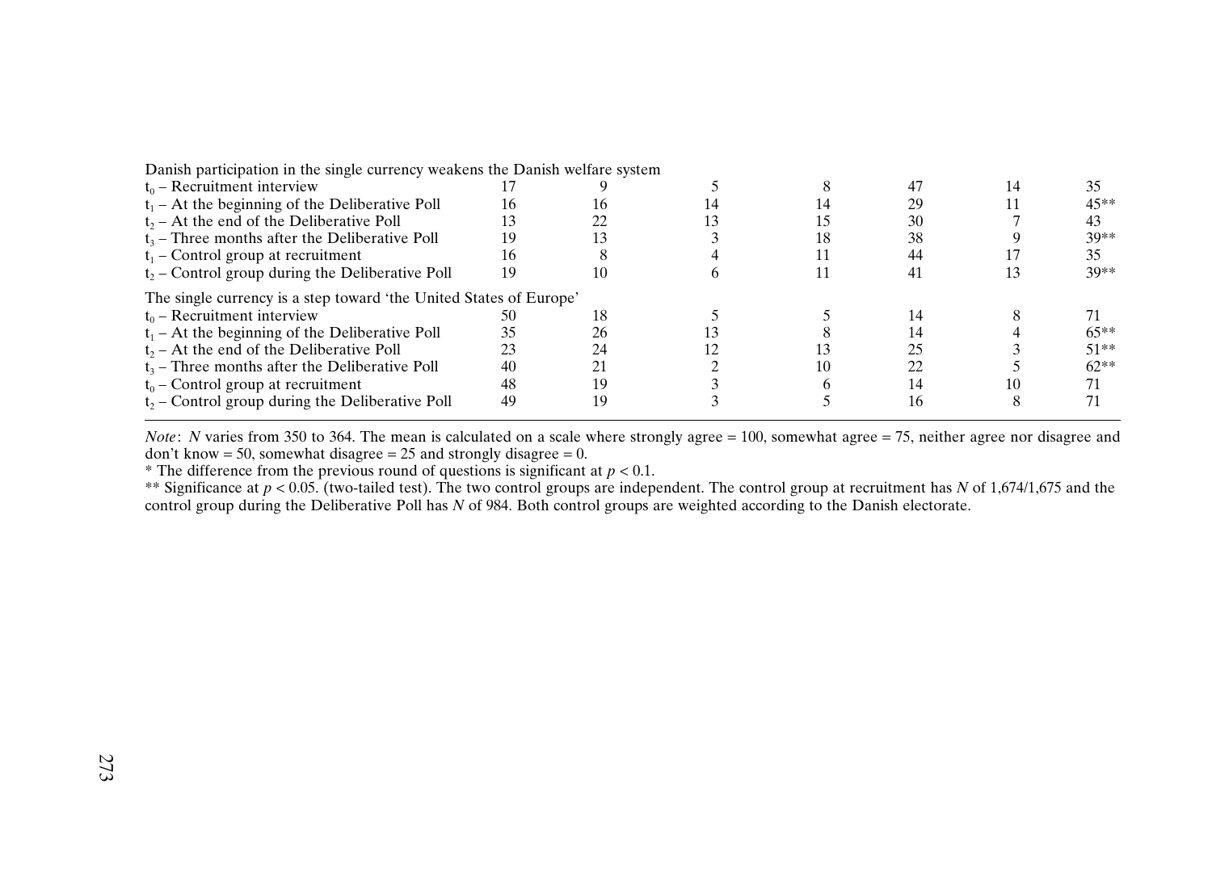| | | | | | | | |
|---|---|---|---|---|---|---|---|
| Danish participation in the single currency weakens the Danish welfare system | | | | | | | |
| $t_0$ – Recruitment interview | 17 | 9 | 5 | 8 | 47 | 14 | 35 |
| $t_1$ – At the beginning of the Deliberative Poll | 16 | 16 | 14 | 14 | 29 | 11 | 45** |
| $t_2$ – At the end of the Deliberative Poll | 13 | 22 | 13 | 15 | 30 | 7 | 43 |
| $t_3$ – Three months after the Deliberative Poll | 19 | 13 | 3 | 18 | 38 | 9 | 39** |
| $t_1$ – Control group at recruitment | 16 | 8 | 4 | 11 | 44 | 17 | 35 |
| $t_2$ – Control group during the Deliberative Poll | 19 | 10 | 6 | 11 | 41 | 13 | 39** |
| The single currency is a step toward 'the United States of Europe' | | | | | | | |
| $t_0$ – Recruitment interview | 50 | 18 | 5 | 5 | 14 | 8 | 71 |
| $t_1$ – At the beginning of the Deliberative Poll | 35 | 26 | 13 | 8 | 14 | 4 | 65** |
| $t_2$ – At the end of the Deliberative Poll | 23 | 24 | 12 | 13 | 25 | 3 | 51** |
| $t_3$ – Three months after the Deliberative Poll | 40 | 21 | 2 | 10 | 22 | 5 | 62** |
| $t_0$ – Control group at recruitment | 48 | 19 | 3 | 6 | 14 | 10 | 71 |
| $t_2$ – Control group during the Deliberative Poll | 49 | 19 | 3 | 5 | 16 | 8 | 71 |

*Note*: *N* varies from 350 to 364. The mean is calculated on a scale where strongly agree = 100, somewhat agree = 75, neither agree nor disagree and don't know = 50, somewhat disagree = 25 and strongly disagree = 0.

* The difference from the previous round of questions is significant at $p < 0.1$.

** Significance at $p < 0.05$. (two-tailed test). The two control groups are independent. The control group at recruitment has *N* of 1,674/1,675 and the control group during the Deliberative Poll has *N* of 984. Both control groups are weighted according to the Danish electorate.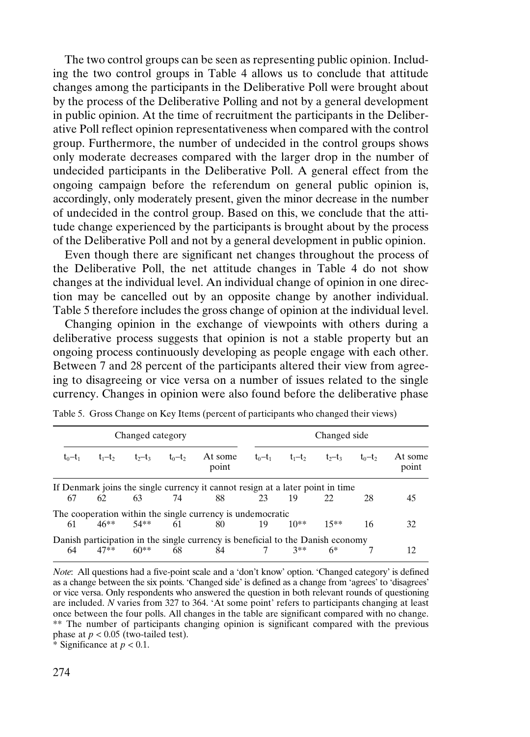The two control groups can be seen as representing public opinion. Including the two control groups in Table 4 allows us to conclude that attitude changes among the participants in the Deliberative Poll were brought about by the process of the Deliberative Polling and not by a general development in public opinion. At the time of recruitment the participants in the Deliberative Poll reflect opinion representativeness when compared with the control group. Furthermore, the number of undecided in the control groups shows only moderate decreases compared with the larger drop in the number of undecided participants in the Deliberative Poll. A general effect from the ongoing campaign before the referendum on general public opinion is, accordingly, only moderately present, given the minor decrease in the number of undecided in the control group. Based on this, we conclude that the attitude change experienced by the participants is brought about by the process of the Deliberative Poll and not by a general development in public opinion.

Even though there are significant net changes throughout the process of the Deliberative Poll, the net attitude changes in Table 4 do not show changes at the individual level. An individual change of opinion in one direction may be cancelled out by an opposite change by another individual. Table 5 therefore includes the gross change of opinion at the individual level.

Changing opinion in the exchange of viewpoints with others during a deliberative process suggests that opinion is not a stable property but an ongoing process continuously developing as people engage with each other. Between 7 and 28 percent of the participants altered their view from agreeing to disagreeing or vice versa on a number of issues related to the single currency. Changes in opinion were also found before the deliberative phase

Table 5. Gross Change on Key Items (percent of participants who changed their views)

| Changed category | | | | | Changed side | | | | |
|---|---|---|---|---|---|---|---|---|---|
| $t_0$–$t_1$ | $t_1$–$t_2$ | $t_2$–$t_3$ | $t_0$–$t_2$ | At some point | $t_0$–$t_1$ | $t_1$–$t_2$ | $t_2$–$t_3$ | $t_0$–$t_2$ | At some point |
| *If Denmark joins the single currency it cannot resign at a later point in time* | | | | | | | | | |
| 67 | 62 | 63 | 74 | 88 | 23 | 19 | 22 | 28 | 45 |
| *The cooperation within the single currency is undemocratic* | | | | | | | | | |
| 61 | 46** | 54** | 61 | 80 | 19 | 10** | 15** | 16 | 32 |
| *Danish participation in the single currency is beneficial to the Danish economy* | | | | | | | | | |
| 64 | 47** | 60** | 68 | 84 | 7 | 3** | 6* | 7 | 12 |

*Note*: All questions had a five-point scale and a 'don't know' option. 'Changed category' is defined as a change between the six points. 'Changed side' is defined as a change from 'agrees' to 'disagrees' or vice versa. Only respondents who answered the question in both relevant rounds of questioning are included. *N* varies from 327 to 364. 'At some point' refers to participants changing at least once between the four polls. All changes in the table are significant compared with no change.
** The number of participants changing opinion is significant compared with the previous phase at $p < 0.05$ (two-tailed test).
* Significance at $p < 0.1$.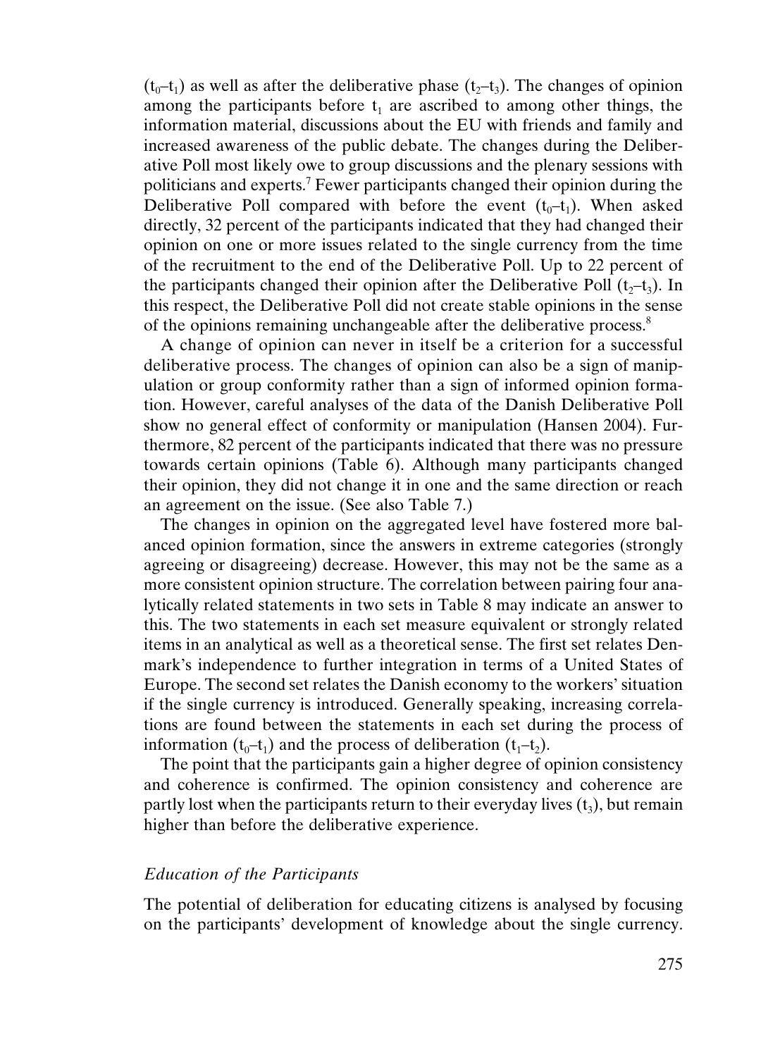($t_0$–$t_1$) as well as after the deliberative phase ($t_2$–$t_3$). The changes of opinion among the participants before $t_1$ are ascribed to among other things, the information material, discussions about the EU with friends and family and increased awareness of the public debate. The changes during the Deliberative Poll most likely owe to group discussions and the plenary sessions with politicians and experts.[7] Fewer participants changed their opinion during the Deliberative Poll compared with before the event ($t_0$–$t_1$). When asked directly, 32 percent of the participants indicated that they had changed their opinion on one or more issues related to the single currency from the time of the recruitment to the end of the Deliberative Poll. Up to 22 percent of the participants changed their opinion after the Deliberative Poll ($t_2$–$t_3$). In this respect, the Deliberative Poll did not create stable opinions in the sense of the opinions remaining unchangeable after the deliberative process.[8]

A change of opinion can never in itself be a criterion for a successful deliberative process. The changes of opinion can also be a sign of manipulation or group conformity rather than a sign of informed opinion formation. However, careful analyses of the data of the Danish Deliberative Poll show no general effect of conformity or manipulation (Hansen 2004). Furthermore, 82 percent of the participants indicated that there was no pressure towards certain opinions (Table 6). Although many participants changed their opinion, they did not change it in one and the same direction or reach an agreement on the issue. (See also Table 7.)

The changes in opinion on the aggregated level have fostered more balanced opinion formation, since the answers in extreme categories (strongly agreeing or disagreeing) decrease. However, this may not be the same as a more consistent opinion structure. The correlation between pairing four analytically related statements in two sets in Table 8 may indicate an answer to this. The two statements in each set measure equivalent or strongly related items in an analytical as well as a theoretical sense. The first set relates Denmark's independence to further integration in terms of a United States of Europe. The second set relates the Danish economy to the workers' situation if the single currency is introduced. Generally speaking, increasing correlations are found between the statements in each set during the process of information ($t_0$–$t_1$) and the process of deliberation ($t_1$–$t_2$).

The point that the participants gain a higher degree of opinion consistency and coherence is confirmed. The opinion consistency and coherence are partly lost when the participants return to their everyday lives ($t_3$), but remain higher than before the deliberative experience.

### *Education of the Participants*

The potential of deliberation for educating citizens is analysed by focusing on the participants' development of knowledge about the single currency.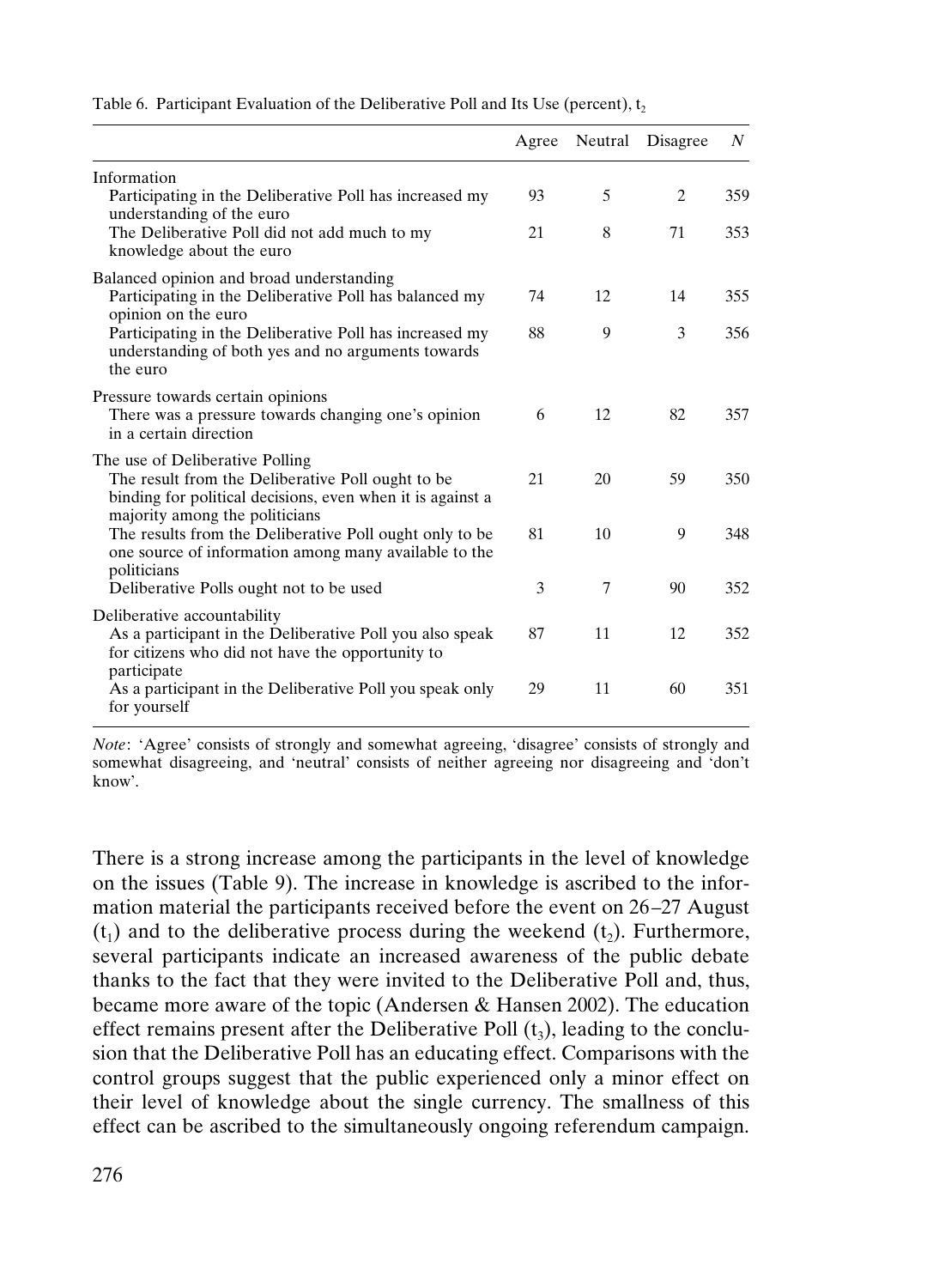Table 6. Participant Evaluation of the Deliberative Poll and Its Use (percent), $t_2$

| | Agree | Neutral | Disagree | *N* |
|---|---|---|---|---|
| Information | | | | |
| Participating in the Deliberative Poll has increased my understanding of the euro | 93 | 5 | 2 | 359 |
| The Deliberative Poll did not add much to my knowledge about the euro | 21 | 8 | 71 | 353 |
| Balanced opinion and broad understanding | | | | |
| Participating in the Deliberative Poll has balanced my opinion on the euro | 74 | 12 | 14 | 355 |
| Participating in the Deliberative Poll has increased my understanding of both yes and no arguments towards the euro | 88 | 9 | 3 | 356 |
| Pressure towards certain opinions | | | | |
| There was a pressure towards changing one's opinion in a certain direction | 6 | 12 | 82 | 357 |
| The use of Deliberative Polling | | | | |
| The result from the Deliberative Poll ought to be binding for political decisions, even when it is against a majority among the politicians | 21 | 20 | 59 | 350 |
| The results from the Deliberative Poll ought only to be one source of information among many available to the politicians | 81 | 10 | 9 | 348 |
| Deliberative Polls ought not to be used | 3 | 7 | 90 | 352 |
| Deliberative accountability | | | | |
| As a participant in the Deliberative Poll you also speak for citizens who did not have the opportunity to participate | 87 | 11 | 12 | 352 |
| As a participant in the Deliberative Poll you speak only for yourself | 29 | 11 | 60 | 351 |

*Note*: 'Agree' consists of strongly and somewhat agreeing, 'disagree' consists of strongly and somewhat disagreeing, and 'neutral' consists of neither agreeing nor disagreeing and 'don't know'.

There is a strong increase among the participants in the level of knowledge on the issues (Table 9). The increase in knowledge is ascribed to the information material the participants received before the event on 26–27 August ($t_1$) and to the deliberative process during the weekend ($t_2$). Furthermore, several participants indicate an increased awareness of the public debate thanks to the fact that they were invited to the Deliberative Poll and, thus, became more aware of the topic (Andersen & Hansen 2002). The education effect remains present after the Deliberative Poll ($t_3$), leading to the conclusion that the Deliberative Poll has an educating effect. Comparisons with the control groups suggest that the public experienced only a minor effect on their level of knowledge about the single currency. The smallness of this effect can be ascribed to the simultaneously ongoing referendum campaign.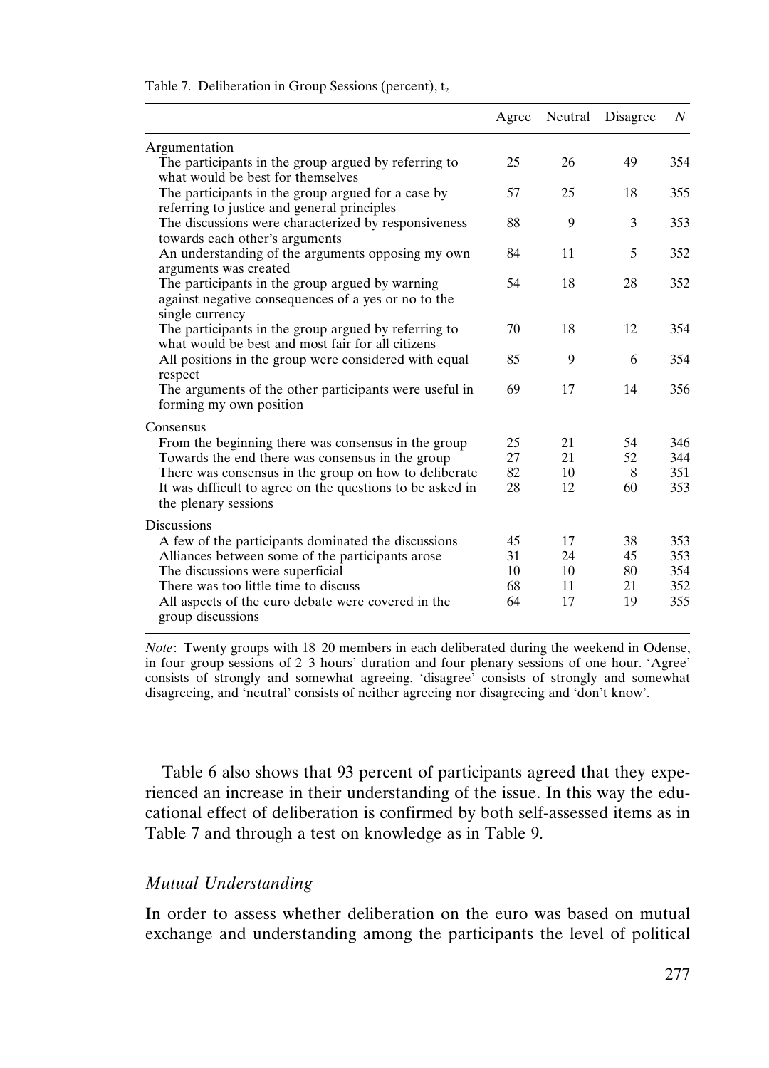Table 7. Deliberation in Group Sessions (percent), $t_2$

| | Agree | Neutral | Disagree | N |
|---|---|---|---|---|
| **Argumentation** | | | | |
| The participants in the group argued by referring to what would be best for themselves | 25 | 26 | 49 | 354 |
| The participants in the group argued for a case by referring to justice and general principles | 57 | 25 | 18 | 355 |
| The discussions were characterized by responsiveness towards each other's arguments | 88 | 9 | 3 | 353 |
| An understanding of the arguments opposing my own arguments was created | 84 | 11 | 5 | 352 |
| The participants in the group argued by warning against negative consequences of a yes or no to the single currency | 54 | 18 | 28 | 352 |
| The participants in the group argued by referring to what would be best and most fair for all citizens | 70 | 18 | 12 | 354 |
| All positions in the group were considered with equal respect | 85 | 9 | 6 | 354 |
| The arguments of the other participants were useful in forming my own position | 69 | 17 | 14 | 356 |
| **Consensus** | | | | |
| From the beginning there was consensus in the group | 25 | 21 | 54 | 346 |
| Towards the end there was consensus in the group | 27 | 21 | 52 | 344 |
| There was consensus in the group on how to deliberate | 82 | 10 | 8 | 351 |
| It was difficult to agree on the questions to be asked in the plenary sessions | 28 | 12 | 60 | 353 |
| **Discussions** | | | | |
| A few of the participants dominated the discussions | 45 | 17 | 38 | 353 |
| Alliances between some of the participants arose | 31 | 24 | 45 | 353 |
| The discussions were superficial | 10 | 10 | 80 | 354 |
| There was too little time to discuss | 68 | 11 | 21 | 352 |
| All aspects of the euro debate were covered in the group discussions | 64 | 17 | 19 | 355 |

*Note*: Twenty groups with 18–20 members in each deliberated during the weekend in Odense, in four group sessions of 2–3 hours' duration and four plenary sessions of one hour. 'Agree' consists of strongly and somewhat agreeing, 'disagree' consists of strongly and somewhat disagreeing, and 'neutral' consists of neither agreeing nor disagreeing and 'don't know'.

Table 6 also shows that 93 percent of participants agreed that they experienced an increase in their understanding of the issue. In this way the educational effect of deliberation is confirmed by both self-assessed items as in Table 7 and through a test on knowledge as in Table 9.

### *Mutual Understanding*

In order to assess whether deliberation on the euro was based on mutual exchange and understanding among the participants the level of political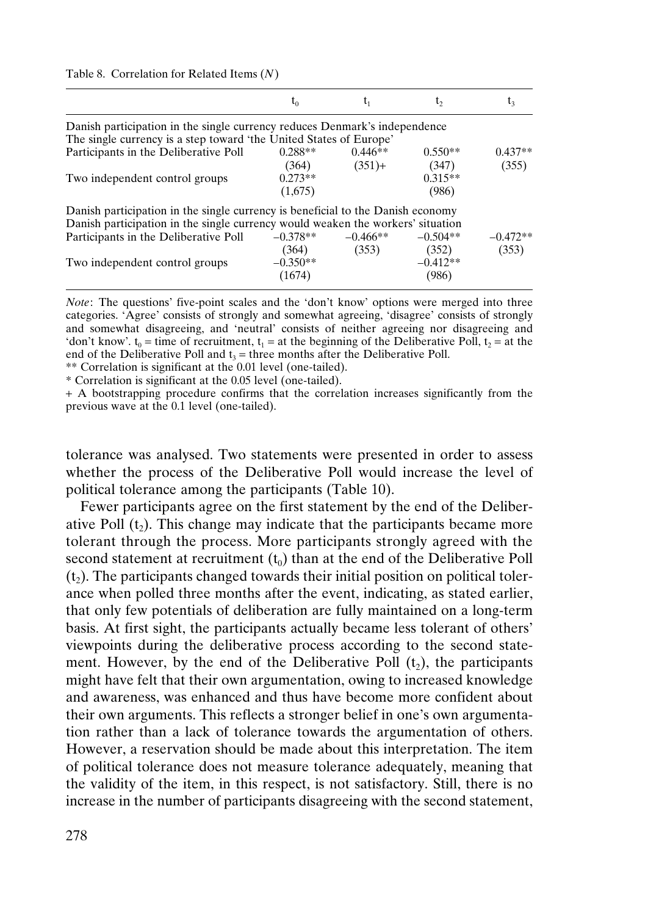Table 8. Correlation for Related Items (*N*)

| | $t_0$ | $t_1$ | $t_2$ | $t_3$ |
|---|---|---|---|---|
| Danish participation in the single currency reduces Denmark's independence | | | | |
| The single currency is a step toward 'the United States of Europe' | | | | |
| Participants in the Deliberative Poll | 0.288** | 0.446** | 0.550** | 0.437** |
| | (364) | (351)+ | (347) | (355) |
| Two independent control groups | 0.273** | | 0.315** | |
| | (1,675) | | (986) | |
| Danish participation in the single currency is beneficial to the Danish economy | | | | |
| Danish participation in the single currency would weaken the workers' situation | | | | |
| Participants in the Deliberative Poll | −0.378** | −0.466** | −0.504** | −0.472** |
| | (364) | (353) | (352) | (353) |
| Two independent control groups | −0.350** | | −0.412** | |
| | (1674) | | (986) | |

*Note*: The questions' five-point scales and the 'don't know' options were merged into three categories. 'Agree' consists of strongly and somewhat agreeing, 'disagree' consists of strongly and somewhat disagreeing, and 'neutral' consists of neither agreeing nor disagreeing and 'don't know'. $t_0$ = time of recruitment, $t_1$ = at the beginning of the Deliberative Poll, $t_2$ = at the end of the Deliberative Poll and $t_3$ = three months after the Deliberative Poll.

** Correlation is significant at the 0.01 level (one-tailed).

* Correlation is significant at the 0.05 level (one-tailed).

+ A bootstrapping procedure confirms that the correlation increases significantly from the previous wave at the 0.1 level (one-tailed).

tolerance was analysed. Two statements were presented in order to assess whether the process of the Deliberative Poll would increase the level of political tolerance among the participants (Table 10).

Fewer participants agree on the first statement by the end of the Deliberative Poll ($t_2$). This change may indicate that the participants became more tolerant through the process. More participants strongly agreed with the second statement at recruitment ($t_0$) than at the end of the Deliberative Poll ($t_2$). The participants changed towards their initial position on political tolerance when polled three months after the event, indicating, as stated earlier, that only few potentials of deliberation are fully maintained on a long-term basis. At first sight, the participants actually became less tolerant of others' viewpoints during the deliberative process according to the second statement. However, by the end of the Deliberative Poll ($t_2$), the participants might have felt that their own argumentation, owing to increased knowledge and awareness, was enhanced and thus have become more confident about their own arguments. This reflects a stronger belief in one's own argumentation rather than a lack of tolerance towards the argumentation of others. However, a reservation should be made about this interpretation. The item of political tolerance does not measure tolerance adequately, meaning that the validity of the item, in this respect, is not satisfactory. Still, there is no increase in the number of participants disagreeing with the second statement,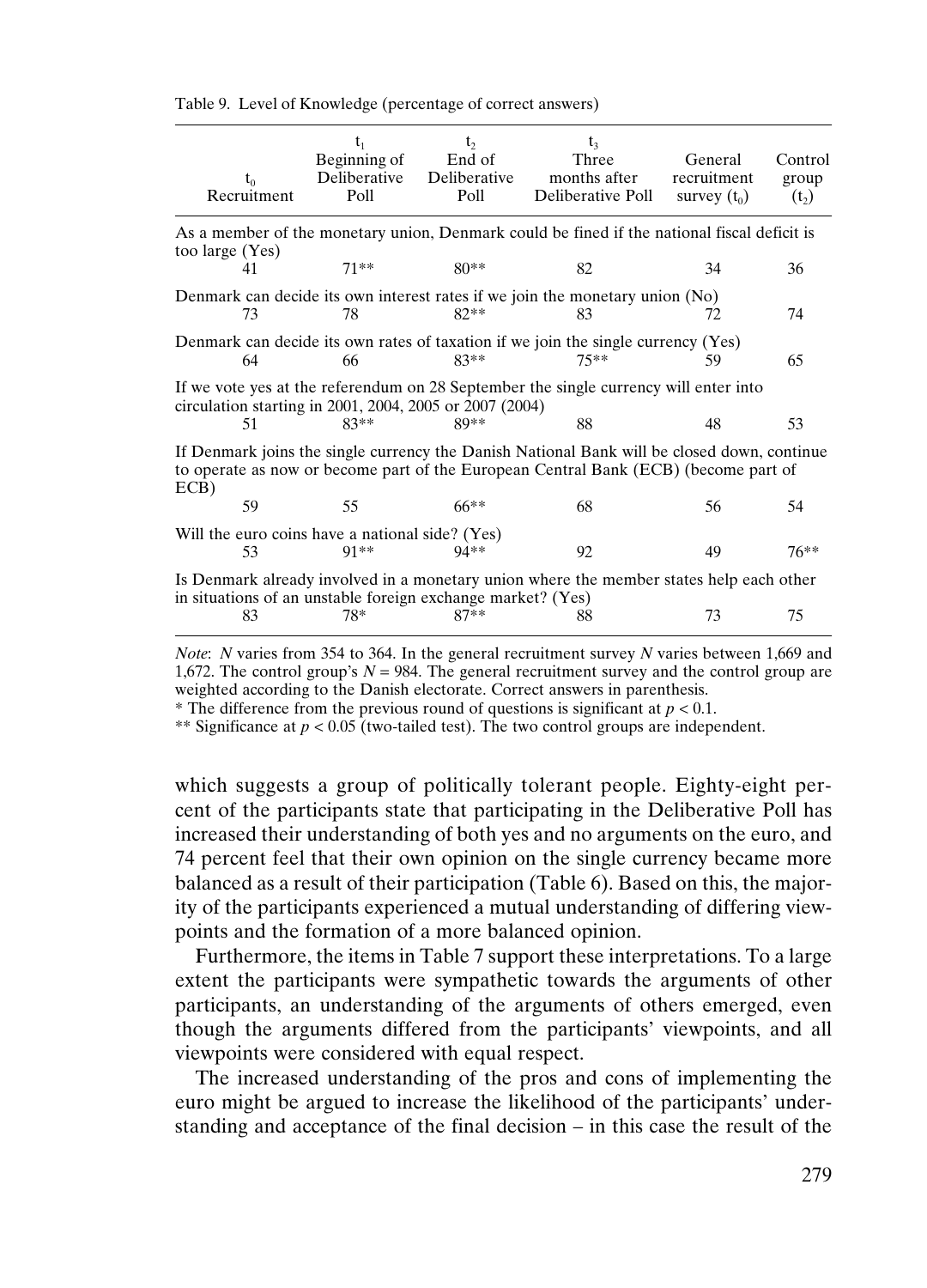Table 9. Level of Knowledge (percentage of correct answers)

| $t_0$ Recruitment | $t_1$ Beginning of Deliberative Poll | $t_2$ End of Deliberative Poll | $t_3$ Three months after Deliberative Poll | General recruitment survey ($t_0$) | Control group ($t_2$) |
|---|---|---|---|---|---|
| As a member of the monetary union, Denmark could be fined if the national fiscal deficit is too large (Yes) | | | | | |
| 41 | 71** | 80** | 82 | 34 | 36 |
| Denmark can decide its own interest rates if we join the monetary union (No) | | | | | |
| 73 | 78 | 82** | 83 | 72 | 74 |
| Denmark can decide its own rates of taxation if we join the single currency (Yes) | | | | | |
| 64 | 66 | 83** | 75** | 59 | 65 |
| If we vote yes at the referendum on 28 September the single currency will enter into circulation starting in 2001, 2004, 2005 or 2007 (2004) | | | | | |
| 51 | 83** | 89** | 88 | 48 | 53 |
| If Denmark joins the single currency the Danish National Bank will be closed down, continue to operate as now or become part of the European Central Bank (ECB) (become part of ECB) | | | | | |
| 59 | 55 | 66** | 68 | 56 | 54 |
| Will the euro coins have a national side? (Yes) | | | | | |
| 53 | 91** | 94** | 92 | 49 | 76** |
| Is Denmark already involved in a monetary union where the member states help each other in situations of an unstable foreign exchange market? (Yes) | | | | | |
| 83 | 78* | 87** | 88 | 73 | 75 |

*Note*: *N* varies from 354 to 364. In the general recruitment survey *N* varies between 1,669 and 1,672. The control group's *N* = 984. The general recruitment survey and the control group are weighted according to the Danish electorate. Correct answers in parenthesis.

\* The difference from the previous round of questions is significant at $p < 0.1$.

\*\* Significance at $p < 0.05$ (two-tailed test). The two control groups are independent.

which suggests a group of politically tolerant people. Eighty-eight percent of the participants state that participating in the Deliberative Poll has increased their understanding of both yes and no arguments on the euro, and 74 percent feel that their own opinion on the single currency became more balanced as a result of their participation (Table 6). Based on this, the majority of the participants experienced a mutual understanding of differing viewpoints and the formation of a more balanced opinion.

Furthermore, the items in Table 7 support these interpretations. To a large extent the participants were sympathetic towards the arguments of other participants, an understanding of the arguments of others emerged, even though the arguments differed from the participants' viewpoints, and all viewpoints were considered with equal respect.

The increased understanding of the pros and cons of implementing the euro might be argued to increase the likelihood of the participants' understanding and acceptance of the final decision – in this case the result of the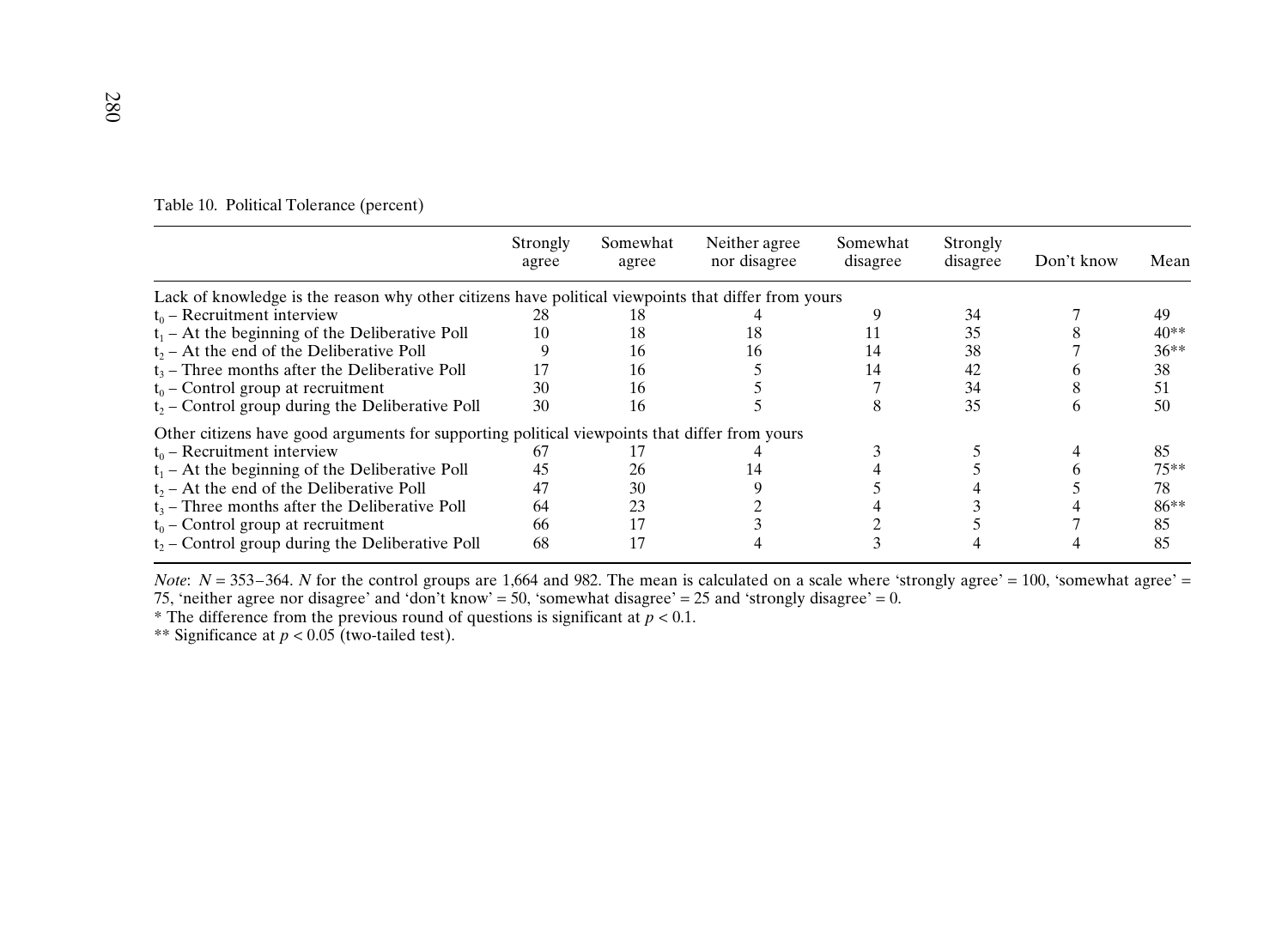Table 10. Political Tolerance (percent)

| | Strongly agree | Somewhat agree | Neither agree nor disagree | Somewhat disagree | Strongly disagree | Don't know | Mean |
|---|---|---|---|---|---|---|---|
| Lack of knowledge is the reason why other citizens have political viewpoints that differ from yours | | | | | | | |
| $t_0$ – Recruitment interview | 28 | 18 | 4 | 9 | 34 | 7 | 49 |
| $t_1$ – At the beginning of the Deliberative Poll | 10 | 18 | 18 | 11 | 35 | 8 | 40** |
| $t_2$ – At the end of the Deliberative Poll | 9 | 16 | 16 | 14 | 38 | 7 | 36** |
| $t_3$ – Three months after the Deliberative Poll | 17 | 16 | 5 | 14 | 42 | 6 | 38 |
| $t_0$ – Control group at recruitment | 30 | 16 | 5 | 7 | 34 | 8 | 51 |
| $t_2$ – Control group during the Deliberative Poll | 30 | 16 | 5 | 8 | 35 | 6 | 50 |
| Other citizens have good arguments for supporting political viewpoints that differ from yours | | | | | | | |
| $t_0$ – Recruitment interview | 67 | 17 | 4 | 3 | 5 | 4 | 85 |
| $t_1$ – At the beginning of the Deliberative Poll | 45 | 26 | 14 | 4 | 5 | 6 | 75** |
| $t_2$ – At the end of the Deliberative Poll | 47 | 30 | 9 | 5 | 4 | 5 | 78 |
| $t_3$ – Three months after the Deliberative Poll | 64 | 23 | 2 | 4 | 3 | 4 | 86** |
| $t_0$ – Control group at recruitment | 66 | 17 | 3 | 2 | 5 | 7 | 85 |
| $t_2$ – Control group during the Deliberative Poll | 68 | 17 | 4 | 3 | 4 | 4 | 85 |

*Note*: $N = 353–364$. $N$ for the control groups are 1,664 and 982. The mean is calculated on a scale where 'strongly agree' = 100, 'somewhat agree' = 75, 'neither agree nor disagree' and 'don't know' = 50, 'somewhat disagree' = 25 and 'strongly disagree' = 0.

* The difference from the previous round of questions is significant at $p < 0.1$.

** Significance at $p < 0.05$ (two-tailed test).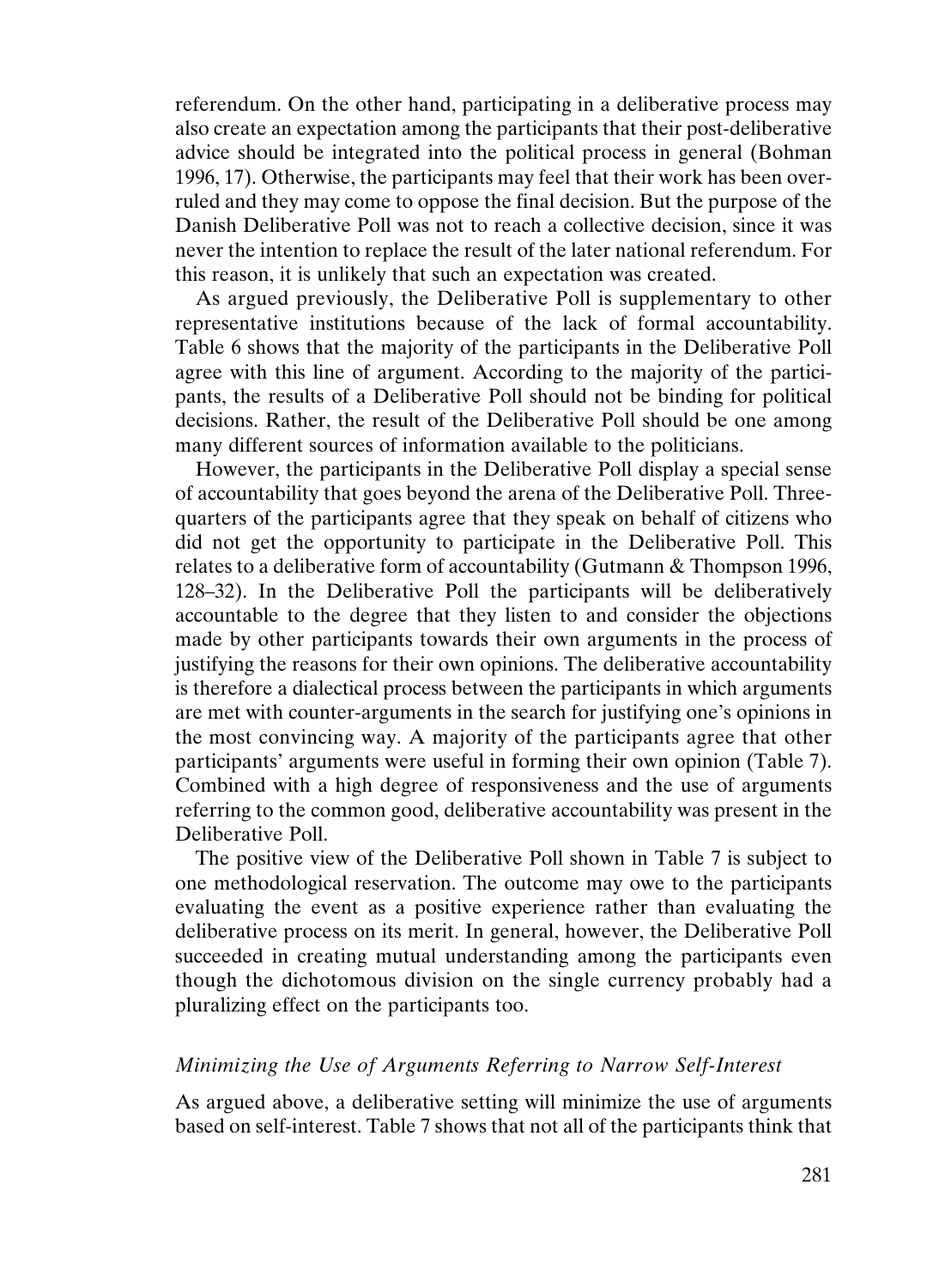referendum. On the other hand, participating in a deliberative process may also create an expectation among the participants that their post-deliberative advice should be integrated into the political process in general (Bohman 1996, 17). Otherwise, the participants may feel that their work has been overruled and they may come to oppose the final decision. But the purpose of the Danish Deliberative Poll was not to reach a collective decision, since it was never the intention to replace the result of the later national referendum. For this reason, it is unlikely that such an expectation was created.

As argued previously, the Deliberative Poll is supplementary to other representative institutions because of the lack of formal accountability. Table 6 shows that the majority of the participants in the Deliberative Poll agree with this line of argument. According to the majority of the participants, the results of a Deliberative Poll should not be binding for political decisions. Rather, the result of the Deliberative Poll should be one among many different sources of information available to the politicians.

However, the participants in the Deliberative Poll display a special sense of accountability that goes beyond the arena of the Deliberative Poll. Three-quarters of the participants agree that they speak on behalf of citizens who did not get the opportunity to participate in the Deliberative Poll. This relates to a deliberative form of accountability (Gutmann & Thompson 1996, 128–32). In the Deliberative Poll the participants will be deliberatively accountable to the degree that they listen to and consider the objections made by other participants towards their own arguments in the process of justifying the reasons for their own opinions. The deliberative accountability is therefore a dialectical process between the participants in which arguments are met with counter-arguments in the search for justifying one's opinions in the most convincing way. A majority of the participants agree that other participants' arguments were useful in forming their own opinion (Table 7). Combined with a high degree of responsiveness and the use of arguments referring to the common good, deliberative accountability was present in the Deliberative Poll.

The positive view of the Deliberative Poll shown in Table 7 is subject to one methodological reservation. The outcome may owe to the participants evaluating the event as a positive experience rather than evaluating the deliberative process on its merit. In general, however, the Deliberative Poll succeeded in creating mutual understanding among the participants even though the dichotomous division on the single currency probably had a pluralizing effect on the participants too.

### *Minimizing the Use of Arguments Referring to Narrow Self-Interest*

As argued above, a deliberative setting will minimize the use of arguments based on self-interest. Table 7 shows that not all of the participants think that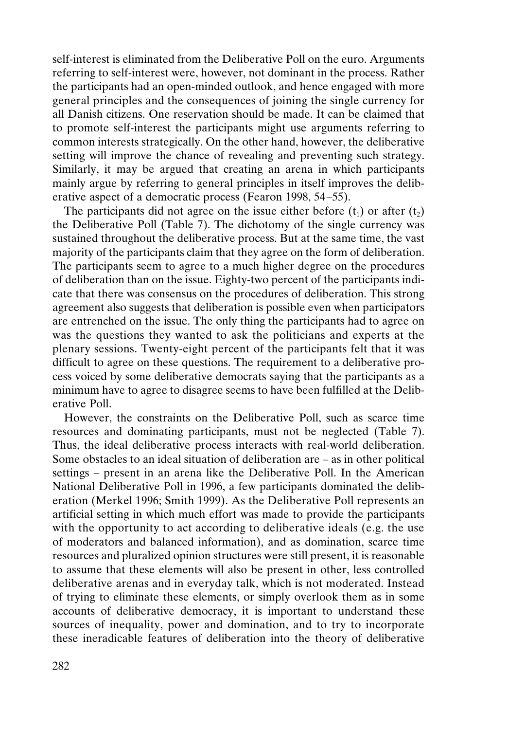self-interest is eliminated from the Deliberative Poll on the euro. Arguments referring to self-interest were, however, not dominant in the process. Rather the participants had an open-minded outlook, and hence engaged with more general principles and the consequences of joining the single currency for all Danish citizens. One reservation should be made. It can be claimed that to promote self-interest the participants might use arguments referring to common interests strategically. On the other hand, however, the deliberative setting will improve the chance of revealing and preventing such strategy. Similarly, it may be argued that creating an arena in which participants mainly argue by referring to general principles in itself improves the deliberative aspect of a democratic process (Fearon 1998, 54–55).

The participants did not agree on the issue either before ($t_1$) or after ($t_2$) the Deliberative Poll (Table 7). The dichotomy of the single currency was sustained throughout the deliberative process. But at the same time, the vast majority of the participants claim that they agree on the form of deliberation. The participants seem to agree to a much higher degree on the procedures of deliberation than on the issue. Eighty-two percent of the participants indicate that there was consensus on the procedures of deliberation. This strong agreement also suggests that deliberation is possible even when participators are entrenched on the issue. The only thing the participants had to agree on was the questions they wanted to ask the politicians and experts at the plenary sessions. Twenty-eight percent of the participants felt that it was difficult to agree on these questions. The requirement to a deliberative process voiced by some deliberative democrats saying that the participants as a minimum have to agree to disagree seems to have been fulfilled at the Deliberative Poll.

However, the constraints on the Deliberative Poll, such as scarce time resources and dominating participants, must not be neglected (Table 7). Thus, the ideal deliberative process interacts with real-world deliberation. Some obstacles to an ideal situation of deliberation are – as in other political settings – present in an arena like the Deliberative Poll. In the American National Deliberative Poll in 1996, a few participants dominated the deliberation (Merkel 1996; Smith 1999). As the Deliberative Poll represents an artificial setting in which much effort was made to provide the participants with the opportunity to act according to deliberative ideals (e.g. the use of moderators and balanced information), and as domination, scarce time resources and pluralized opinion structures were still present, it is reasonable to assume that these elements will also be present in other, less controlled deliberative arenas and in everyday talk, which is not moderated. Instead of trying to eliminate these elements, or simply overlook them as in some accounts of deliberative democracy, it is important to understand these sources of inequality, power and domination, and to try to incorporate these ineradicable features of deliberation into the theory of deliberative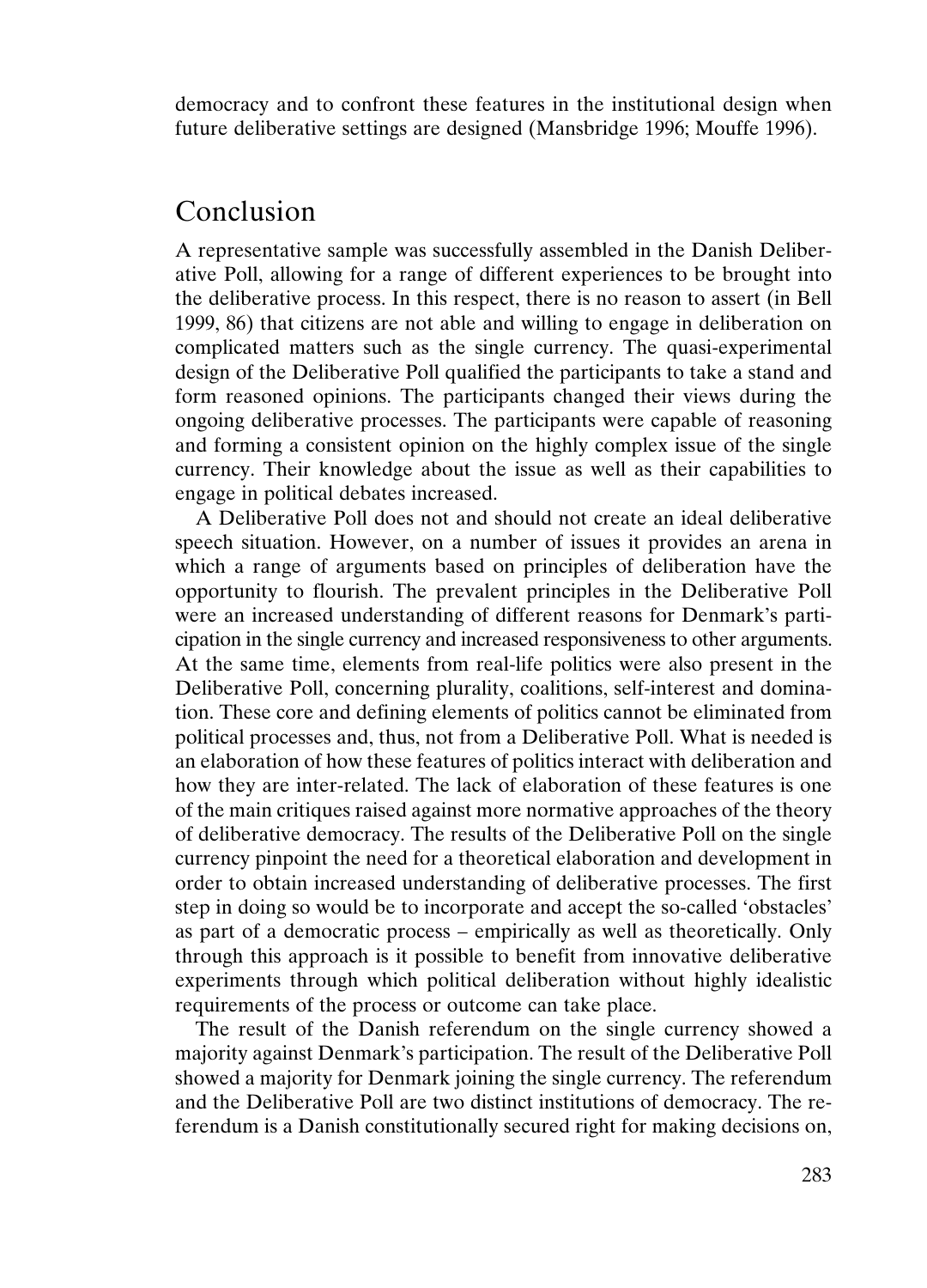democracy and to confront these features in the institutional design when future deliberative settings are designed (Mansbridge 1996; Mouffe 1996).

## Conclusion

A representative sample was successfully assembled in the Danish Deliberative Poll, allowing for a range of different experiences to be brought into the deliberative process. In this respect, there is no reason to assert (in Bell 1999, 86) that citizens are not able and willing to engage in deliberation on complicated matters such as the single currency. The quasi-experimental design of the Deliberative Poll qualified the participants to take a stand and form reasoned opinions. The participants changed their views during the ongoing deliberative processes. The participants were capable of reasoning and forming a consistent opinion on the highly complex issue of the single currency. Their knowledge about the issue as well as their capabilities to engage in political debates increased.

A Deliberative Poll does not and should not create an ideal deliberative speech situation. However, on a number of issues it provides an arena in which a range of arguments based on principles of deliberation have the opportunity to flourish. The prevalent principles in the Deliberative Poll were an increased understanding of different reasons for Denmark's participation in the single currency and increased responsiveness to other arguments. At the same time, elements from real-life politics were also present in the Deliberative Poll, concerning plurality, coalitions, self-interest and domination. These core and defining elements of politics cannot be eliminated from political processes and, thus, not from a Deliberative Poll. What is needed is an elaboration of how these features of politics interact with deliberation and how they are inter-related. The lack of elaboration of these features is one of the main critiques raised against more normative approaches of the theory of deliberative democracy. The results of the Deliberative Poll on the single currency pinpoint the need for a theoretical elaboration and development in order to obtain increased understanding of deliberative processes. The first step in doing so would be to incorporate and accept the so-called 'obstacles' as part of a democratic process – empirically as well as theoretically. Only through this approach is it possible to benefit from innovative deliberative experiments through which political deliberation without highly idealistic requirements of the process or outcome can take place.

The result of the Danish referendum on the single currency showed a majority against Denmark's participation. The result of the Deliberative Poll showed a majority for Denmark joining the single currency. The referendum and the Deliberative Poll are two distinct institutions of democracy. The referendum is a Danish constitutionally secured right for making decisions on,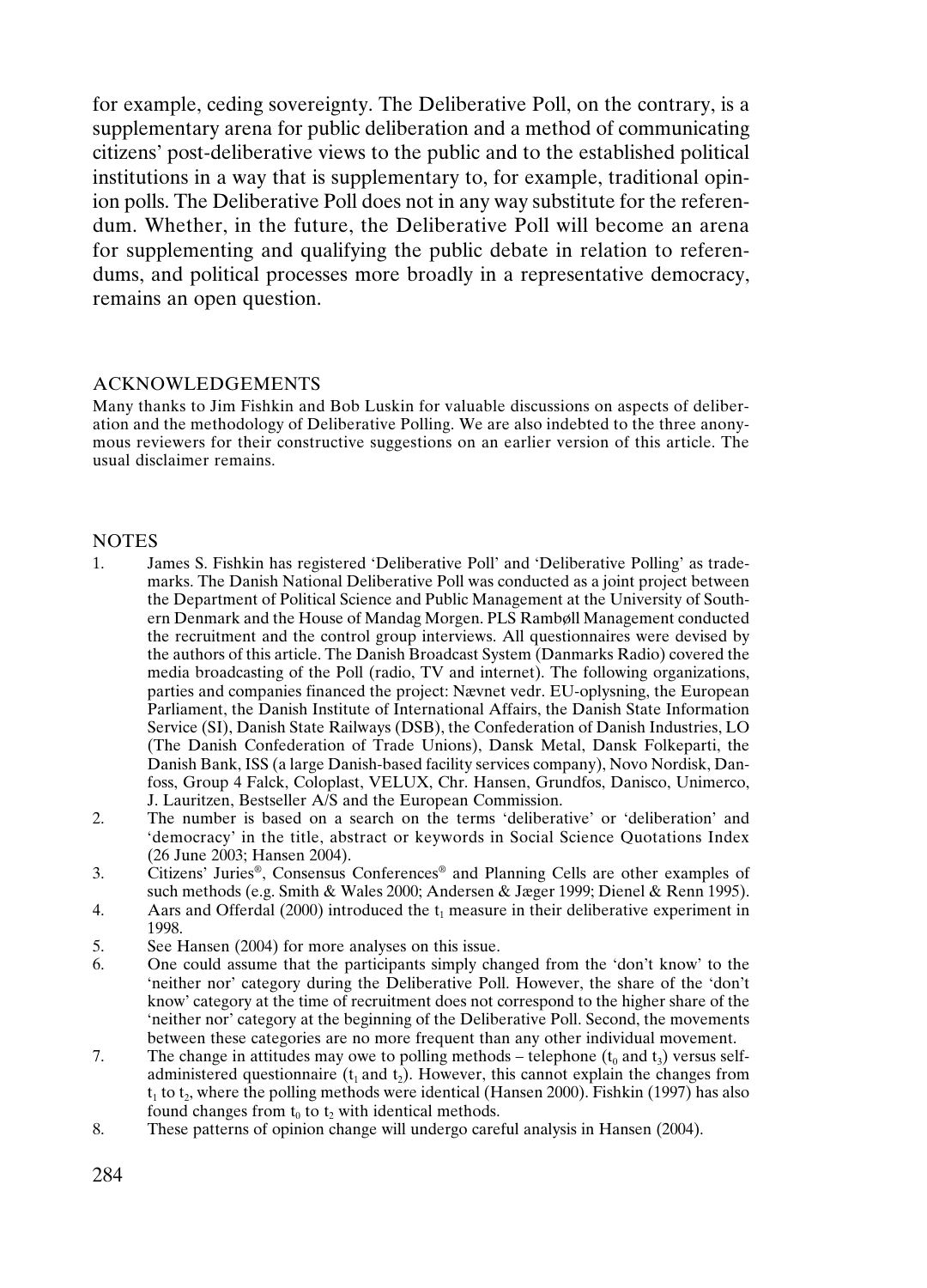for example, ceding sovereignty. The Deliberative Poll, on the contrary, is a supplementary arena for public deliberation and a method of communicating citizens' post-deliberative views to the public and to the established political institutions in a way that is supplementary to, for example, traditional opinion polls. The Deliberative Poll does not in any way substitute for the referendum. Whether, in the future, the Deliberative Poll will become an arena for supplementing and qualifying the public debate in relation to referendums, and political processes more broadly in a representative democracy, remains an open question.

## ACKNOWLEDGEMENTS

Many thanks to Jim Fishkin and Bob Luskin for valuable discussions on aspects of deliberation and the methodology of Deliberative Polling. We are also indebted to the three anonymous reviewers for their constructive suggestions on an earlier version of this article. The usual disclaimer remains.

## NOTES

1. James S. Fishkin has registered 'Deliberative Poll' and 'Deliberative Polling' as trademarks. The Danish National Deliberative Poll was conducted as a joint project between the Department of Political Science and Public Management at the University of Southern Denmark and the House of Mandag Morgen. PLS Rambøll Management conducted the recruitment and the control group interviews. All questionnaires were devised by the authors of this article. The Danish Broadcast System (Danmarks Radio) covered the media broadcasting of the Poll (radio, TV and internet). The following organizations, parties and companies financed the project: Nævnet vedr. EU-oplysning, the European Parliament, the Danish Institute of International Affairs, the Danish State Information Service (SI), Danish State Railways (DSB), the Confederation of Danish Industries, LO (The Danish Confederation of Trade Unions), Dansk Metal, Dansk Folkeparti, the Danish Bank, ISS (a large Danish-based facility services company), Novo Nordisk, Danfoss, Group 4 Falck, Coloplast, VELUX, Chr. Hansen, Grundfos, Danisco, Unimerco, J. Lauritzen, Bestseller A/S and the European Commission.
2. The number is based on a search on the terms 'deliberative' or 'deliberation' and 'democracy' in the title, abstract or keywords in Social Science Quotations Index (26 June 2003; Hansen 2004).
3. Citizens' Juries®, Consensus Conferences® and Planning Cells are other examples of such methods (e.g. Smith & Wales 2000; Andersen & Jæger 1999; Dienel & Renn 1995).
4. Aars and Offerdal (2000) introduced the $t_1$ measure in their deliberative experiment in 1998.
5. See Hansen (2004) for more analyses on this issue.
6. One could assume that the participants simply changed from the 'don't know' to the 'neither nor' category during the Deliberative Poll. However, the share of the 'don't know' category at the time of recruitment does not correspond to the higher share of the 'neither nor' category at the beginning of the Deliberative Poll. Second, the movements between these categories are no more frequent than any other individual movement.
7. The change in attitudes may owe to polling methods – telephone ($t_0$ and $t_3$) versus self-administered questionnaire ($t_1$ and $t_2$). However, this cannot explain the changes from $t_1$ to $t_2$, where the polling methods were identical (Hansen 2000). Fishkin (1997) has also found changes from $t_0$ to $t_2$ with identical methods.
8. These patterns of opinion change will undergo careful analysis in Hansen (2004).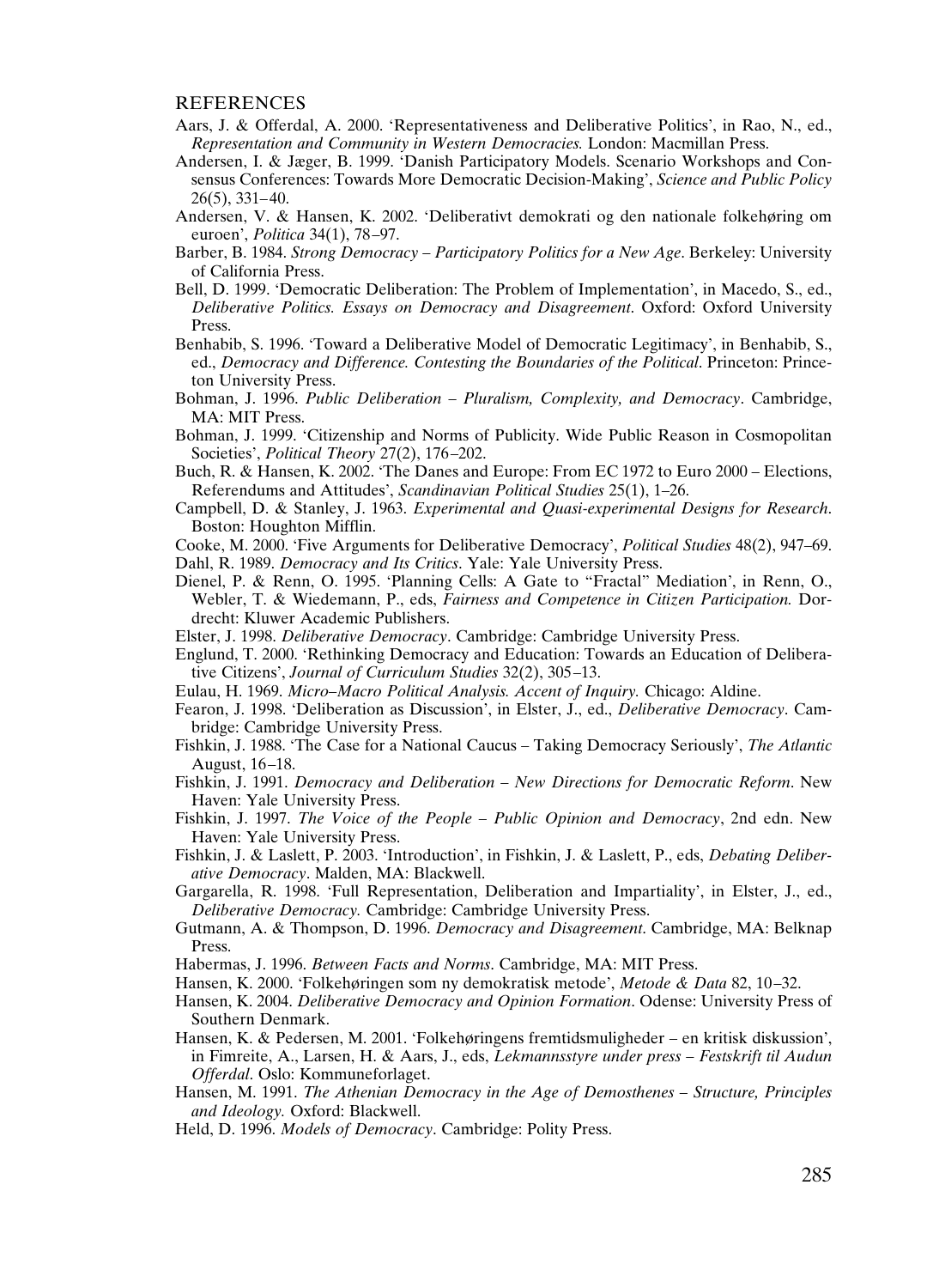## REFERENCES

Aars, J. & Offerdal, A. 2000. 'Representativeness and Deliberative Politics', in Rao, N., ed., *Representation and Community in Western Democracies.* London: Macmillan Press.

Andersen, I. & Jæger, B. 1999. 'Danish Participatory Models. Scenario Workshops and Consensus Conferences: Towards More Democratic Decision-Making', *Science and Public Policy* 26(5), 331–40.

Andersen, V. & Hansen, K. 2002. 'Deliberativt demokrati og den nationale folkehøring om euroen', *Politica* 34(1), 78–97.

Barber, B. 1984. *Strong Democracy – Participatory Politics for a New Age*. Berkeley: University of California Press.

Bell, D. 1999. 'Democratic Deliberation: The Problem of Implementation', in Macedo, S., ed., *Deliberative Politics. Essays on Democracy and Disagreement*. Oxford: Oxford University Press.

Benhabib, S. 1996. 'Toward a Deliberative Model of Democratic Legitimacy', in Benhabib, S., ed., *Democracy and Difference. Contesting the Boundaries of the Political*. Princeton: Princeton University Press.

Bohman, J. 1996. *Public Deliberation – Pluralism, Complexity, and Democracy*. Cambridge, MA: MIT Press.

Bohman, J. 1999. 'Citizenship and Norms of Publicity. Wide Public Reason in Cosmopolitan Societies', *Political Theory* 27(2), 176–202.

Buch, R. & Hansen, K. 2002. 'The Danes and Europe: From EC 1972 to Euro 2000 – Elections, Referendums and Attitudes', *Scandinavian Political Studies* 25(1), 1–26.

Campbell, D. & Stanley, J. 1963. *Experimental and Quasi-experimental Designs for Research*. Boston: Houghton Mifflin.

Cooke, M. 2000. 'Five Arguments for Deliberative Democracy', *Political Studies* 48(2), 947–69.

Dahl, R. 1989. *Democracy and Its Critics*. Yale: Yale University Press.

Dienel, P. & Renn, O. 1995. 'Planning Cells: A Gate to "Fractal" Mediation', in Renn, O., Webler, T. & Wiedemann, P., eds, *Fairness and Competence in Citizen Participation.* Dordrecht: Kluwer Academic Publishers.

Elster, J. 1998. *Deliberative Democracy*. Cambridge: Cambridge University Press.

Englund, T. 2000. 'Rethinking Democracy and Education: Towards an Education of Deliberative Citizens', *Journal of Curriculum Studies* 32(2), 305–13.

Eulau, H. 1969. *Micro–Macro Political Analysis. Accent of Inquiry.* Chicago: Aldine.

Fearon, J. 1998. 'Deliberation as Discussion', in Elster, J., ed., *Deliberative Democracy*. Cambridge: Cambridge University Press.

Fishkin, J. 1988. 'The Case for a National Caucus – Taking Democracy Seriously', *The Atlantic* August, 16–18.

Fishkin, J. 1991. *Democracy and Deliberation – New Directions for Democratic Reform*. New Haven: Yale University Press.

Fishkin, J. 1997. *The Voice of the People – Public Opinion and Democracy*, 2nd edn. New Haven: Yale University Press.

Fishkin, J. & Laslett, P. 2003. 'Introduction', in Fishkin, J. & Laslett, P., eds, *Debating Deliberative Democracy*. Malden, MA: Blackwell.

Gargarella, R. 1998. 'Full Representation, Deliberation and Impartiality', in Elster, J., ed., *Deliberative Democracy.* Cambridge: Cambridge University Press.

Gutmann, A. & Thompson, D. 1996. *Democracy and Disagreement*. Cambridge, MA: Belknap Press.

Habermas, J. 1996. *Between Facts and Norms*. Cambridge, MA: MIT Press.

Hansen, K. 2000. 'Folkehøringen som ny demokratisk metode', *Metode & Data* 82, 10–32.

Hansen, K. 2004. *Deliberative Democracy and Opinion Formation*. Odense: University Press of Southern Denmark.

Hansen, K. & Pedersen, M. 2001. 'Folkehøringens fremtidsmuligheder – en kritisk diskussion', in Fimreite, A., Larsen, H. & Aars, J., eds, *Lekmannsstyre under press – Festskrift til Audun Offerdal*. Oslo: Kommuneforlaget.

Hansen, M. 1991. *The Athenian Democracy in the Age of Demosthenes – Structure, Principles and Ideology.* Oxford: Blackwell.

Held, D. 1996. *Models of Democracy*. Cambridge: Polity Press.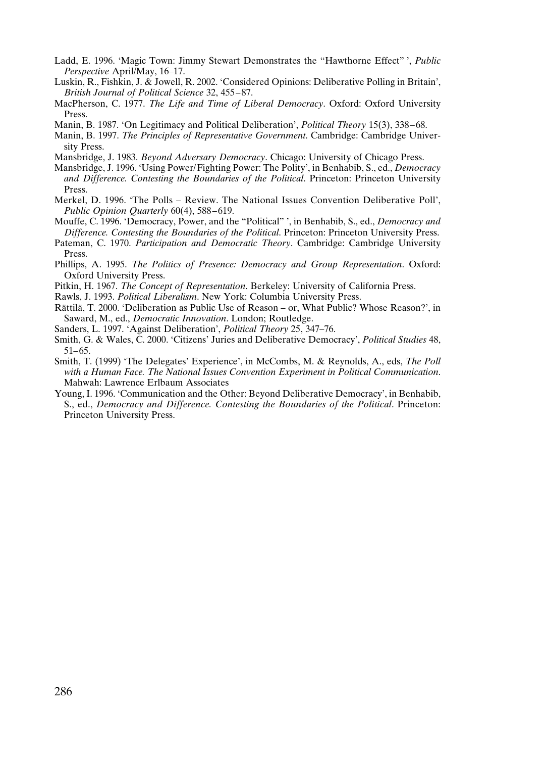Ladd, E. 1996. 'Magic Town: Jimmy Stewart Demonstrates the "Hawthorne Effect" ', *Public Perspective* April/May, 16–17.

Luskin, R., Fishkin, J. & Jowell, R. 2002. 'Considered Opinions: Deliberative Polling in Britain', *British Journal of Political Science* 32, 455–87.

MacPherson, C. 1977. *The Life and Time of Liberal Democracy*. Oxford: Oxford University Press.

Manin, B. 1987. 'On Legitimacy and Political Deliberation', *Political Theory* 15(3), 338–68.

Manin, B. 1997. *The Principles of Representative Government*. Cambridge: Cambridge University Press.

Mansbridge, J. 1983. *Beyond Adversary Democracy*. Chicago: University of Chicago Press.

Mansbridge, J. 1996. 'Using Power/Fighting Power: The Polity', in Benhabib, S., ed., *Democracy and Difference. Contesting the Boundaries of the Political*. Princeton: Princeton University Press.

Merkel, D. 1996. 'The Polls – Review. The National Issues Convention Deliberative Poll', *Public Opinion Quarterly* 60(4), 588–619.

Mouffe, C. 1996. 'Democracy, Power, and the "Political" ', in Benhabib, S., ed., *Democracy and Difference. Contesting the Boundaries of the Political*. Princeton: Princeton University Press.

Pateman, C. 1970. *Participation and Democratic Theory*. Cambridge: Cambridge University Press.

Phillips, A. 1995. *The Politics of Presence: Democracy and Group Representation*. Oxford: Oxford University Press.

Pitkin, H. 1967. *The Concept of Representation*. Berkeley: University of California Press.

Rawls, J. 1993. *Political Liberalism*. New York: Columbia University Press.

Rättilä, T. 2000. 'Deliberation as Public Use of Reason – or, What Public? Whose Reason?', in Saward, M., ed., *Democratic Innovation*. London; Routledge.

Sanders, L. 1997. 'Against Deliberation', *Political Theory* 25, 347–76.

Smith, G. & Wales, C. 2000. 'Citizens' Juries and Deliberative Democracy', *Political Studies* 48, 51–65.

Smith, T. (1999) 'The Delegates' Experience', in McCombs, M. & Reynolds, A., eds, *The Poll with a Human Face. The National Issues Convention Experiment in Political Communication*. Mahwah: Lawrence Erlbaum Associates

Young, I. 1996. 'Communication and the Other: Beyond Deliberative Democracy', in Benhabib, S., ed., *Democracy and Difference. Contesting the Boundaries of the Political*. Princeton: Princeton University Press.